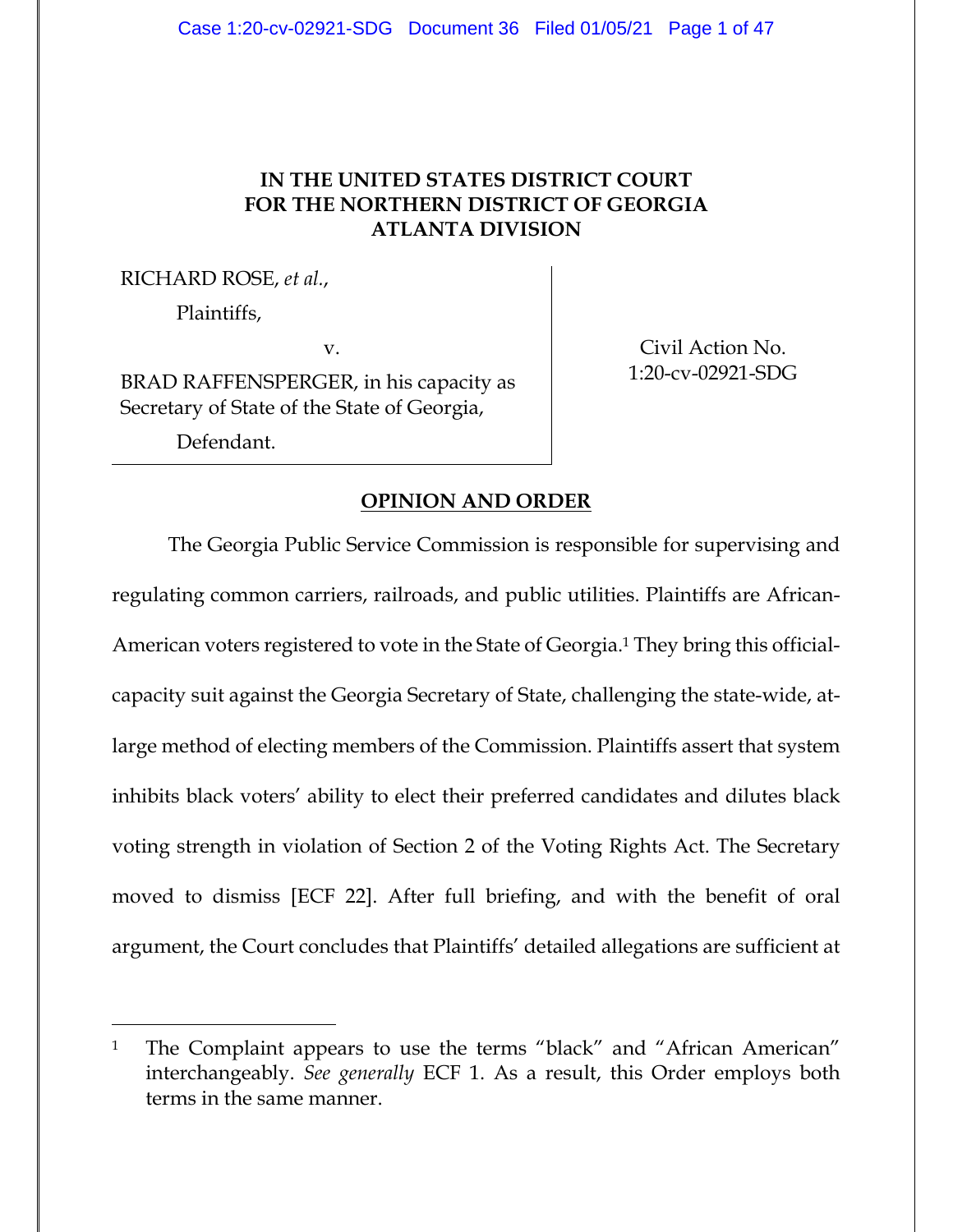**IN THE UNITED STATES DISTRICT COURT**
**FOR THE NORTHERN DISTRICT OF GEORGIA**
**ATLANTA DIVISION**

RICHARD ROSE, *et al.*,

Plaintiffs,

v.

BRAD RAFFENSPERGER, in his capacity as Secretary of State of the State of Georgia,

Defendant.

Civil Action No. 1:20-cv-02921-SDG

## OPINION AND ORDER

The Georgia Public Service Commission is responsible for supervising and regulating common carriers, railroads, and public utilities. Plaintiffs are African-American voters registered to vote in the State of Georgia.[1] They bring this official-capacity suit against the Georgia Secretary of State, challenging the state-wide, at-large method of electing members of the Commission. Plaintiffs assert that system inhibits black voters' ability to elect their preferred candidates and dilutes black voting strength in violation of Section 2 of the Voting Rights Act. The Secretary moved to dismiss [ECF 22]. After full briefing, and with the benefit of oral argument, the Court concludes that Plaintiffs' detailed allegations are sufficient at

---

[1] The Complaint appears to use the terms "black" and "African American" interchangeably. *See generally* ECF 1. As a result, this Order employs both terms in the same manner.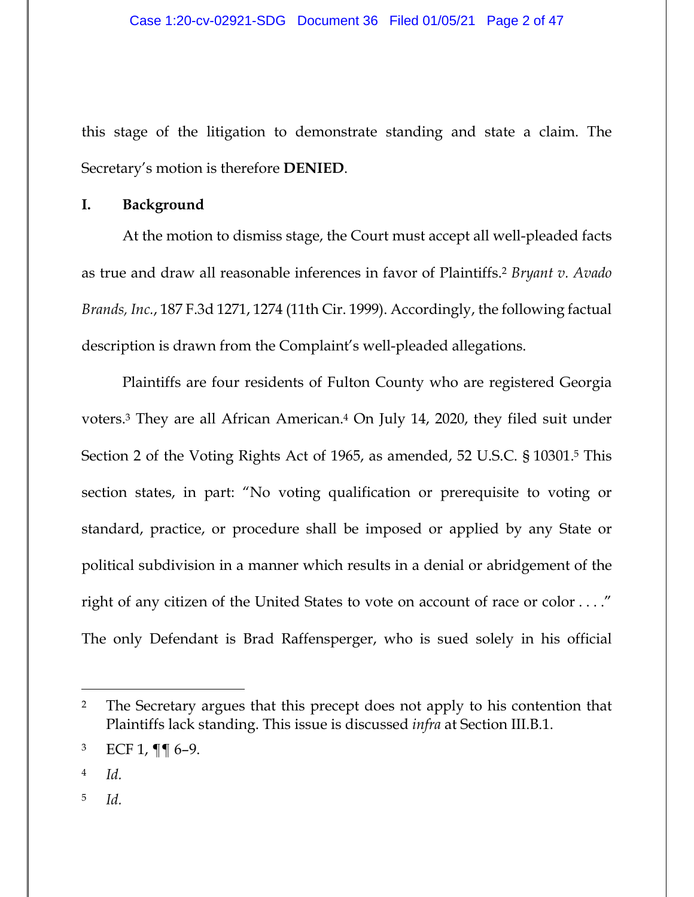this stage of the litigation to demonstrate standing and state a claim. The Secretary's motion is therefore **DENIED**.

## I. Background

At the motion to dismiss stage, the Court must accept all well-pleaded facts as true and draw all reasonable inferences in favor of Plaintiffs.[2] *Bryant v. Avado Brands, Inc.*, 187 F.3d 1271, 1274 (11th Cir. 1999). Accordingly, the following factual description is drawn from the Complaint's well-pleaded allegations.

Plaintiffs are four residents of Fulton County who are registered Georgia voters.[3] They are all African American.[4] On July 14, 2020, they filed suit under Section 2 of the Voting Rights Act of 1965, as amended, 52 U.S.C. § 10301.[5] This section states, in part: "No voting qualification or prerequisite to voting or standard, practice, or procedure shall be imposed or applied by any State or political subdivision in a manner which results in a denial or abridgement of the right of any citizen of the United States to vote on account of race or color . . . ." The only Defendant is Brad Raffensperger, who is sued solely in his official

---

[2] The Secretary argues that this precept does not apply to his contention that Plaintiffs lack standing. This issue is discussed *infra* at Section III.B.1.

[3] ECF 1, ¶¶ 6–9.

[4] *Id.*

[5] *Id.*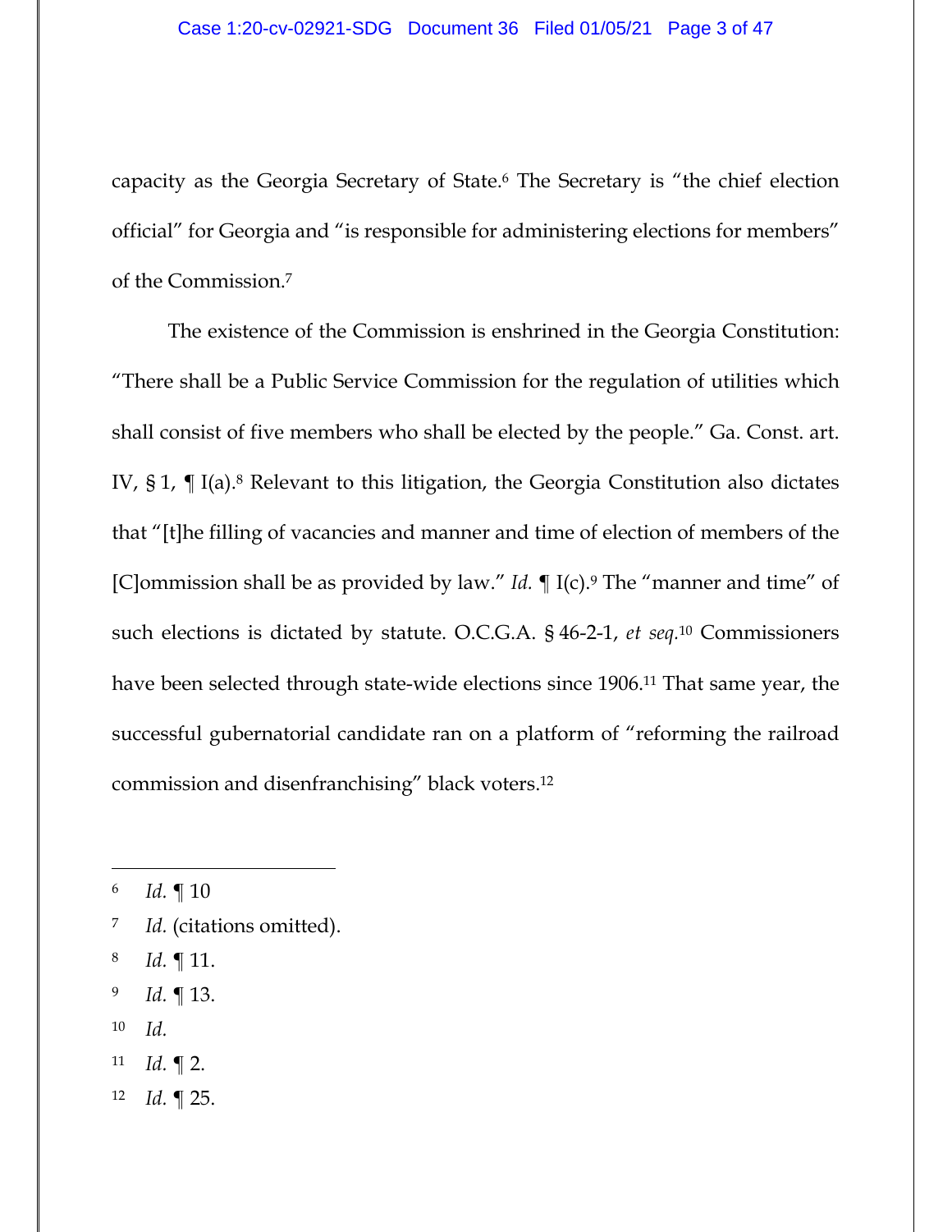capacity as the Georgia Secretary of State.[6] The Secretary is "the chief election official" for Georgia and "is responsible for administering elections for members" of the Commission.[7]

The existence of the Commission is enshrined in the Georgia Constitution: "There shall be a Public Service Commission for the regulation of utilities which shall consist of five members who shall be elected by the people." Ga. Const. art. IV, § 1, ¶ I(a).[8] Relevant to this litigation, the Georgia Constitution also dictates that "[t]he filling of vacancies and manner and time of election of members of the [C]ommission shall be as provided by law." *Id.* ¶ I(c).[9] The "manner and time" of such elections is dictated by statute. O.C.G.A. § 46-2-1, *et seq.*[10] Commissioners have been selected through state-wide elections since 1906.[11] That same year, the successful gubernatorial candidate ran on a platform of "reforming the railroad commission and disenfranchising" black voters.[12]

---

[6] *Id.* ¶ 10

[7] *Id.* (citations omitted).

[8] *Id.* ¶ 11.

[9] *Id.* ¶ 13.

[10] *Id.*

[11] *Id.* ¶ 2.

[12] *Id.* ¶ 25.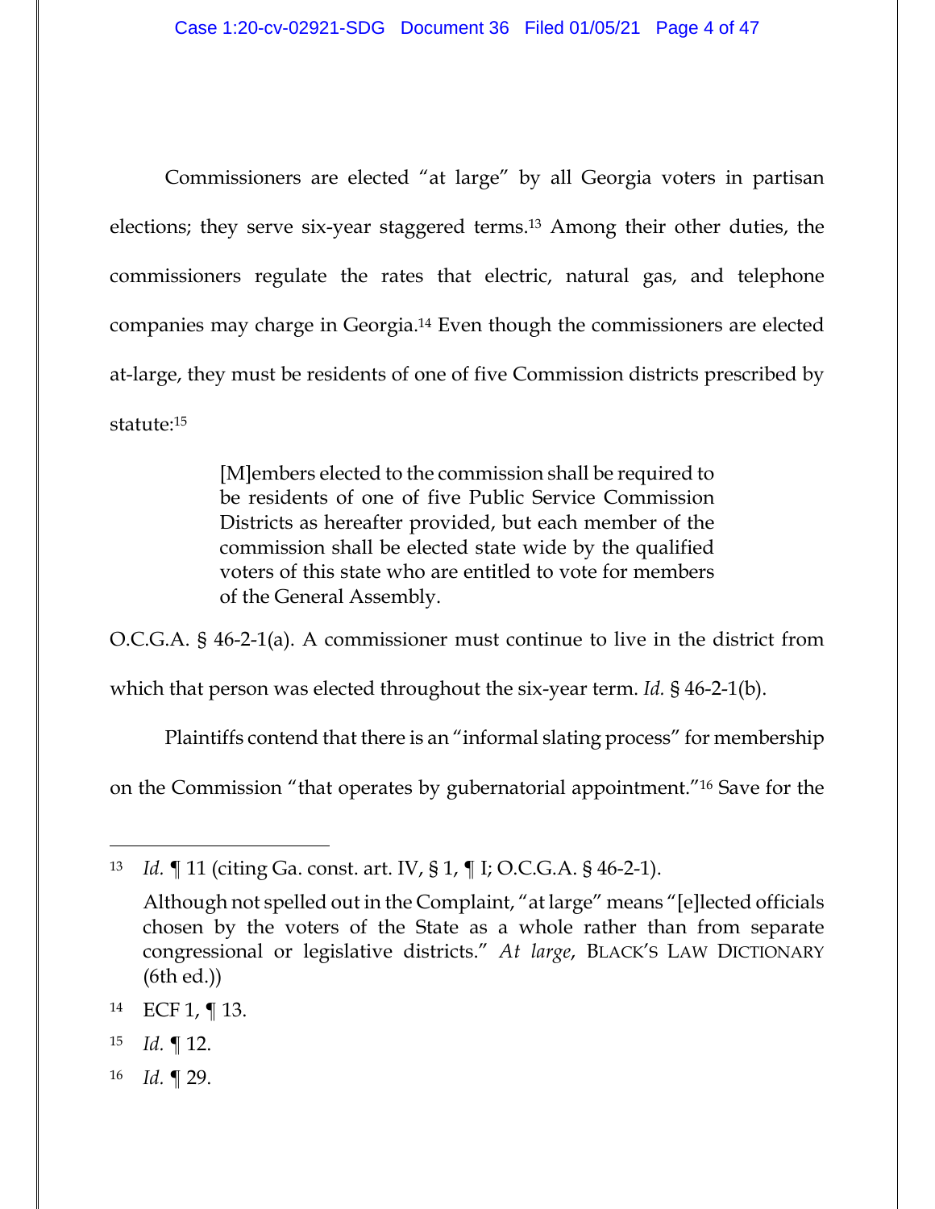Commissioners are elected "at large" by all Georgia voters in partisan elections; they serve six-year staggered terms.[13] Among their other duties, the commissioners regulate the rates that electric, natural gas, and telephone companies may charge in Georgia.[14] Even though the commissioners are elected at-large, they must be residents of one of five Commission districts prescribed by statute:[15]

> [M]embers elected to the commission shall be required to be residents of one of five Public Service Commission Districts as hereafter provided, but each member of the commission shall be elected state wide by the qualified voters of this state who are entitled to vote for members of the General Assembly.

O.C.G.A. § 46-2-1(a). A commissioner must continue to live in the district from which that person was elected throughout the six-year term. *Id.* § 46-2-1(b).

Plaintiffs contend that there is an "informal slating process" for membership on the Commission "that operates by gubernatorial appointment."[16] Save for the

---

[13] *Id.* ¶ 11 (citing Ga. const. art. IV, § 1, ¶ I; O.C.G.A. § 46-2-1).

Although not spelled out in the Complaint, "at large" means "[e]lected officials chosen by the voters of the State as a whole rather than from separate congressional or legislative districts." *At large*, BLACK'S LAW DICTIONARY (6th ed.))

[14] ECF 1, ¶ 13.

[15] *Id.* ¶ 12.

[16] *Id.* ¶ 29.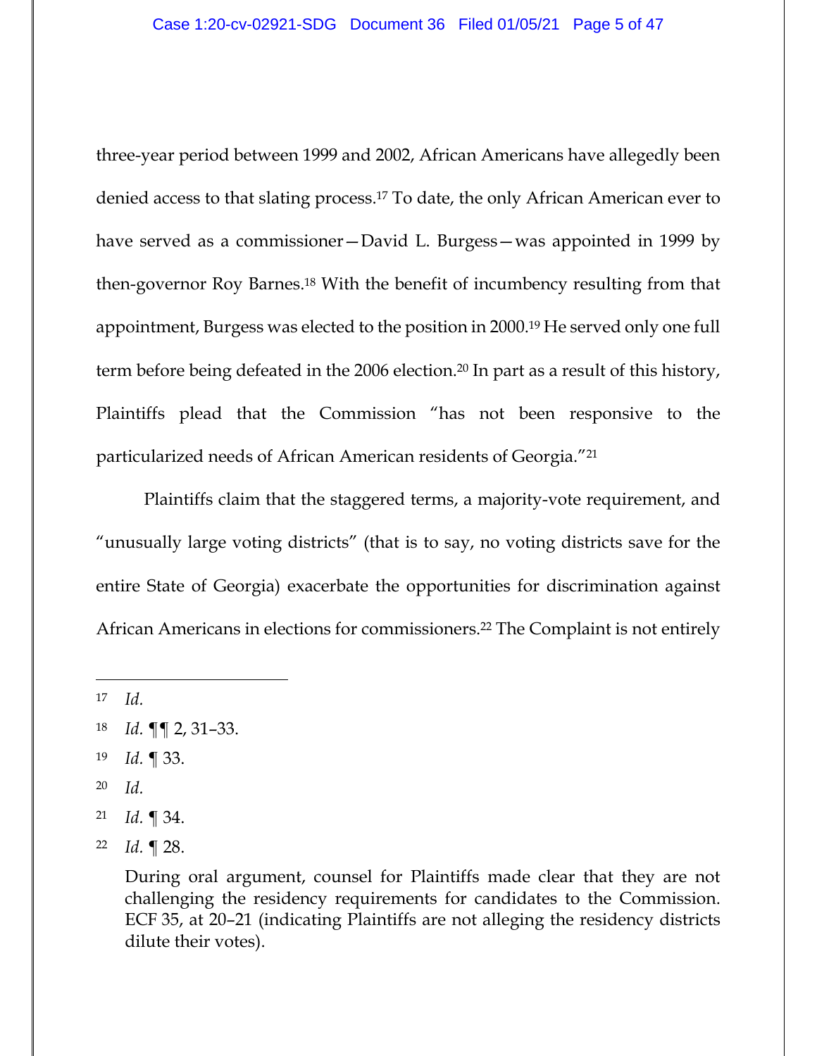three-year period between 1999 and 2002, African Americans have allegedly been denied access to that slating process.[17] To date, the only African American ever to have served as a commissioner—David L. Burgess—was appointed in 1999 by then-governor Roy Barnes.[18] With the benefit of incumbency resulting from that appointment, Burgess was elected to the position in 2000.[19] He served only one full term before being defeated in the 2006 election.[20] In part as a result of this history, Plaintiffs plead that the Commission "has not been responsive to the particularized needs of African American residents of Georgia."[21]

Plaintiffs claim that the staggered terms, a majority-vote requirement, and "unusually large voting districts" (that is to say, no voting districts save for the entire State of Georgia) exacerbate the opportunities for discrimination against African Americans in elections for commissioners.[22] The Complaint is not entirely

---

[17] *Id.*

[18] *Id.* ¶¶ 2, 31–33.

[19] *Id.* ¶ 33.

[20] *Id.*

[21] *Id.* ¶ 34.

[22] *Id.* ¶ 28.

During oral argument, counsel for Plaintiffs made clear that they are not challenging the residency requirements for candidates to the Commission. ECF 35, at 20–21 (indicating Plaintiffs are not alleging the residency districts dilute their votes).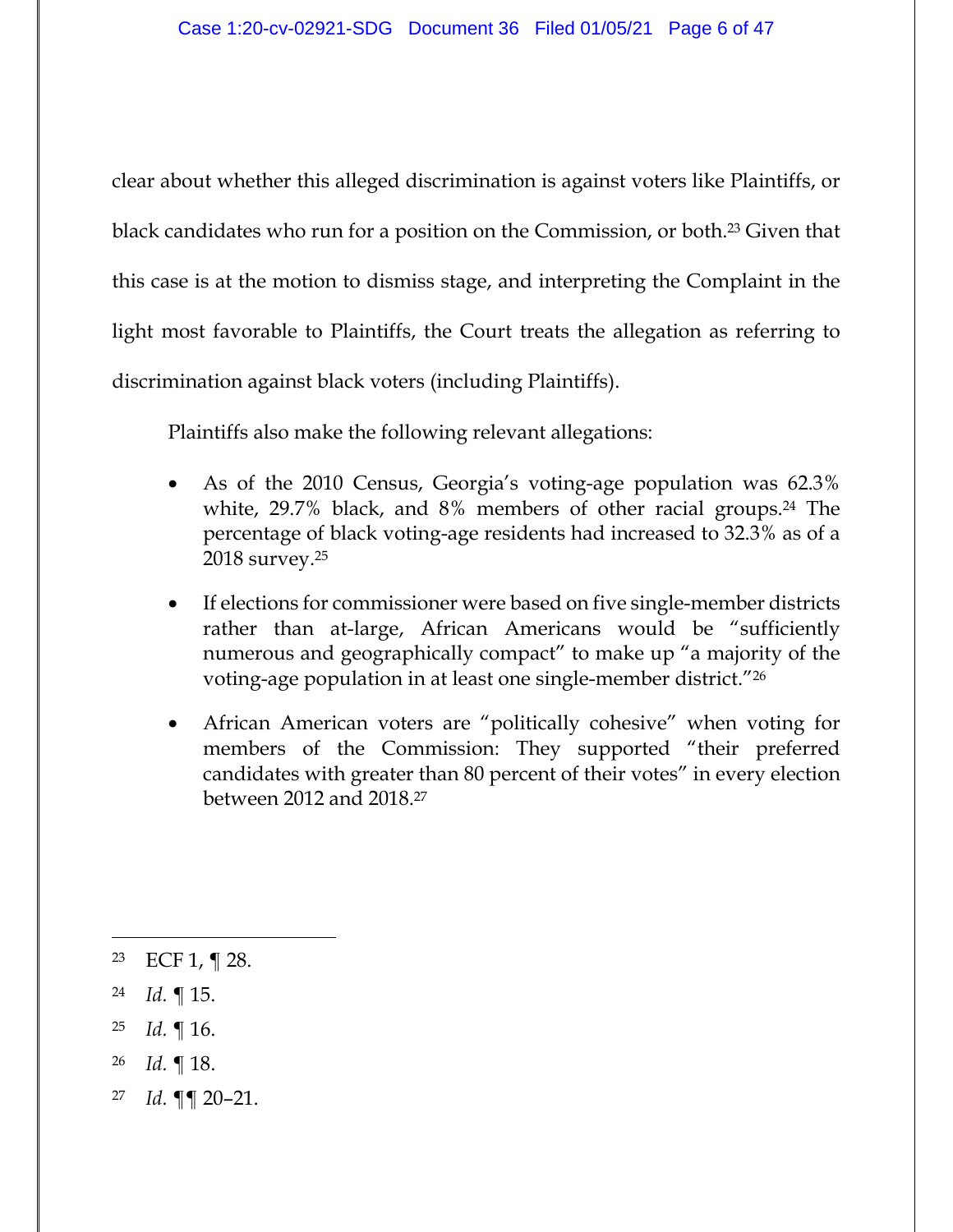clear about whether this alleged discrimination is against voters like Plaintiffs, or black candidates who run for a position on the Commission, or both.[23] Given that this case is at the motion to dismiss stage, and interpreting the Complaint in the light most favorable to Plaintiffs, the Court treats the allegation as referring to discrimination against black voters (including Plaintiffs).

Plaintiffs also make the following relevant allegations:

- As of the 2010 Census, Georgia's voting-age population was 62.3% white, 29.7% black, and 8% members of other racial groups.[24] The percentage of black voting-age residents had increased to 32.3% as of a 2018 survey.[25]
- If elections for commissioner were based on five single-member districts rather than at-large, African Americans would be "sufficiently numerous and geographically compact" to make up "a majority of the voting-age population in at least one single-member district."[26]
- African American voters are "politically cohesive" when voting for members of the Commission: They supported "their preferred candidates with greater than 80 percent of their votes" in every election between 2012 and 2018.[27]

---

[23] ECF 1, ¶ 28.

[24] *Id.* ¶ 15.

[25] *Id.* ¶ 16.

[26] *Id.* ¶ 18.

[27] *Id.* ¶¶ 20–21.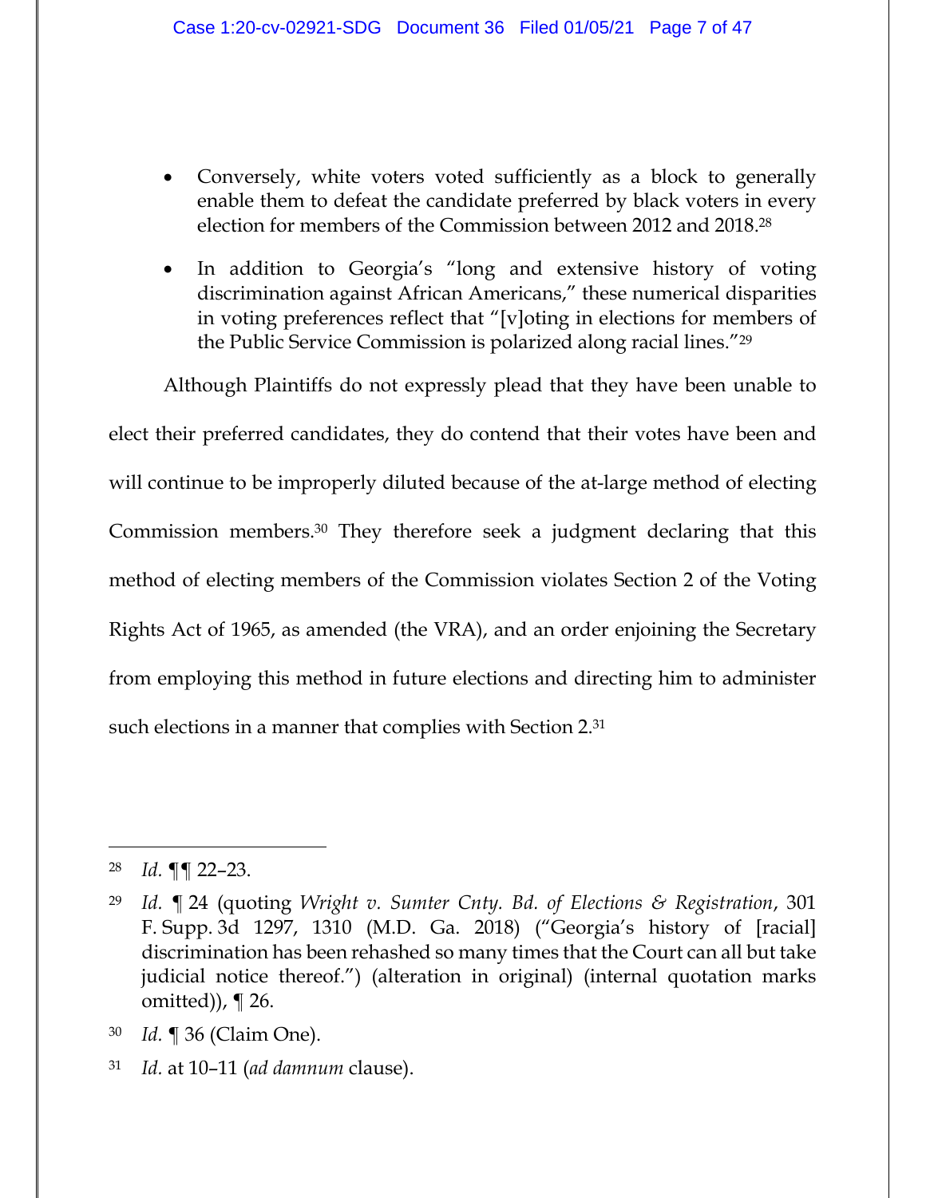- Conversely, white voters voted sufficiently as a block to generally enable them to defeat the candidate preferred by black voters in every election for members of the Commission between 2012 and 2018.[28]
- In addition to Georgia's "long and extensive history of voting discrimination against African Americans," these numerical disparities in voting preferences reflect that "[v]oting in elections for members of the Public Service Commission is polarized along racial lines."[29]

Although Plaintiffs do not expressly plead that they have been unable to elect their preferred candidates, they do contend that their votes have been and will continue to be improperly diluted because of the at-large method of electing Commission members.[30] They therefore seek a judgment declaring that this method of electing members of the Commission violates Section 2 of the Voting Rights Act of 1965, as amended (the VRA), and an order enjoining the Secretary from employing this method in future elections and directing him to administer such elections in a manner that complies with Section 2.[31]

---

[28] *Id.* ¶¶ 22–23.

[29] *Id.* ¶ 24 (quoting *Wright v. Sumter Cnty. Bd. of Elections & Registration*, 301 F. Supp. 3d 1297, 1310 (M.D. Ga. 2018) ("Georgia's history of [racial] discrimination has been rehashed so many times that the Court can all but take judicial notice thereof.") (alteration in original) (internal quotation marks omitted)), ¶ 26.

[30] *Id.* ¶ 36 (Claim One).

[31] *Id.* at 10–11 (*ad damnum* clause).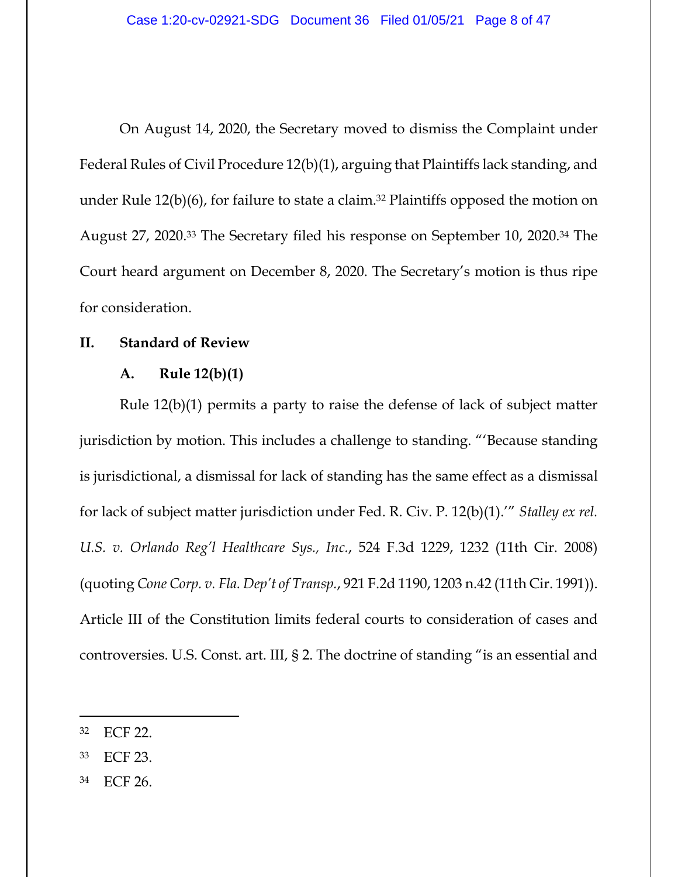On August 14, 2020, the Secretary moved to dismiss the Complaint under Federal Rules of Civil Procedure 12(b)(1), arguing that Plaintiffs lack standing, and under Rule 12(b)(6), for failure to state a claim.[32] Plaintiffs opposed the motion on August 27, 2020.[33] The Secretary filed his response on September 10, 2020.[34] The Court heard argument on December 8, 2020. The Secretary's motion is thus ripe for consideration.

## II. Standard of Review

### A. Rule 12(b)(1)

Rule 12(b)(1) permits a party to raise the defense of lack of subject matter jurisdiction by motion. This includes a challenge to standing. "'Because standing is jurisdictional, a dismissal for lack of standing has the same effect as a dismissal for lack of subject matter jurisdiction under Fed. R. Civ. P. 12(b)(1).'" *Stalley ex rel. U.S. v. Orlando Reg'l Healthcare Sys., Inc.*, 524 F.3d 1229, 1232 (11th Cir. 2008) (quoting *Cone Corp. v. Fla. Dep't of Transp.*, 921 F.2d 1190, 1203 n.42 (11th Cir. 1991)). Article III of the Constitution limits federal courts to consideration of cases and controversies. U.S. Const. art. III, § 2. The doctrine of standing "is an essential and

---

[32] ECF 22.

[33] ECF 23.

[34] ECF 26.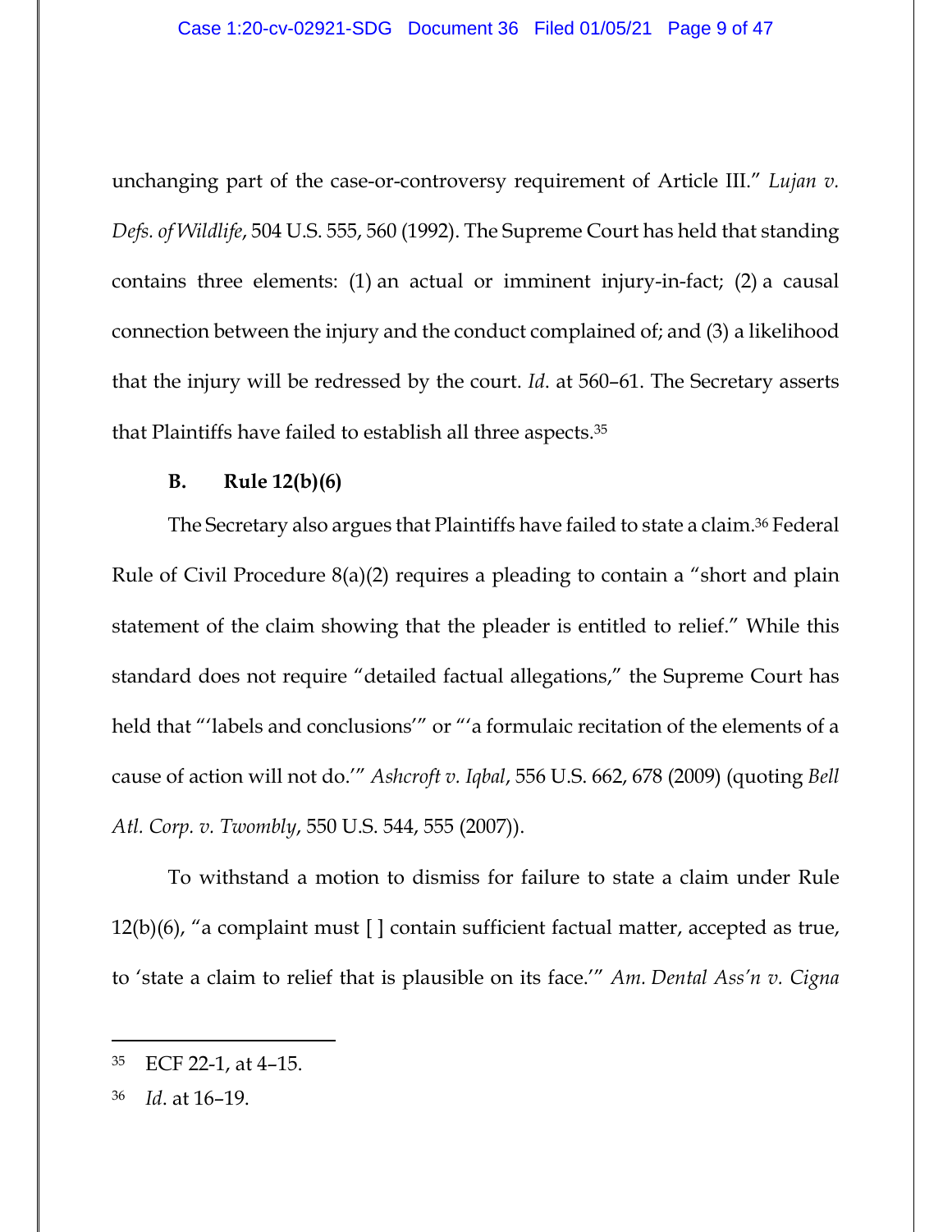unchanging part of the case-or-controversy requirement of Article III." *Lujan v. Defs. of Wildlife*, 504 U.S. 555, 560 (1992). The Supreme Court has held that standing contains three elements: (1) an actual or imminent injury-in-fact; (2) a causal connection between the injury and the conduct complained of; and (3) a likelihood that the injury will be redressed by the court. *Id*. at 560–61. The Secretary asserts that Plaintiffs have failed to establish all three aspects.[35]

### B. Rule 12(b)(6)

The Secretary also argues that Plaintiffs have failed to state a claim.[36] Federal Rule of Civil Procedure 8(a)(2) requires a pleading to contain a "short and plain statement of the claim showing that the pleader is entitled to relief." While this standard does not require "detailed factual allegations," the Supreme Court has held that "'labels and conclusions'" or "'a formulaic recitation of the elements of a cause of action will not do.'" *Ashcroft v. Iqbal*, 556 U.S. 662, 678 (2009) (quoting *Bell Atl. Corp. v. Twombly*, 550 U.S. 544, 555 (2007)).

To withstand a motion to dismiss for failure to state a claim under Rule 12(b)(6), "a complaint must [ ] contain sufficient factual matter, accepted as true, to 'state a claim to relief that is plausible on its face.'" *Am. Dental Ass'n v. Cigna*

---

[35] ECF 22-1, at 4–15.

[36] *Id*. at 16–19.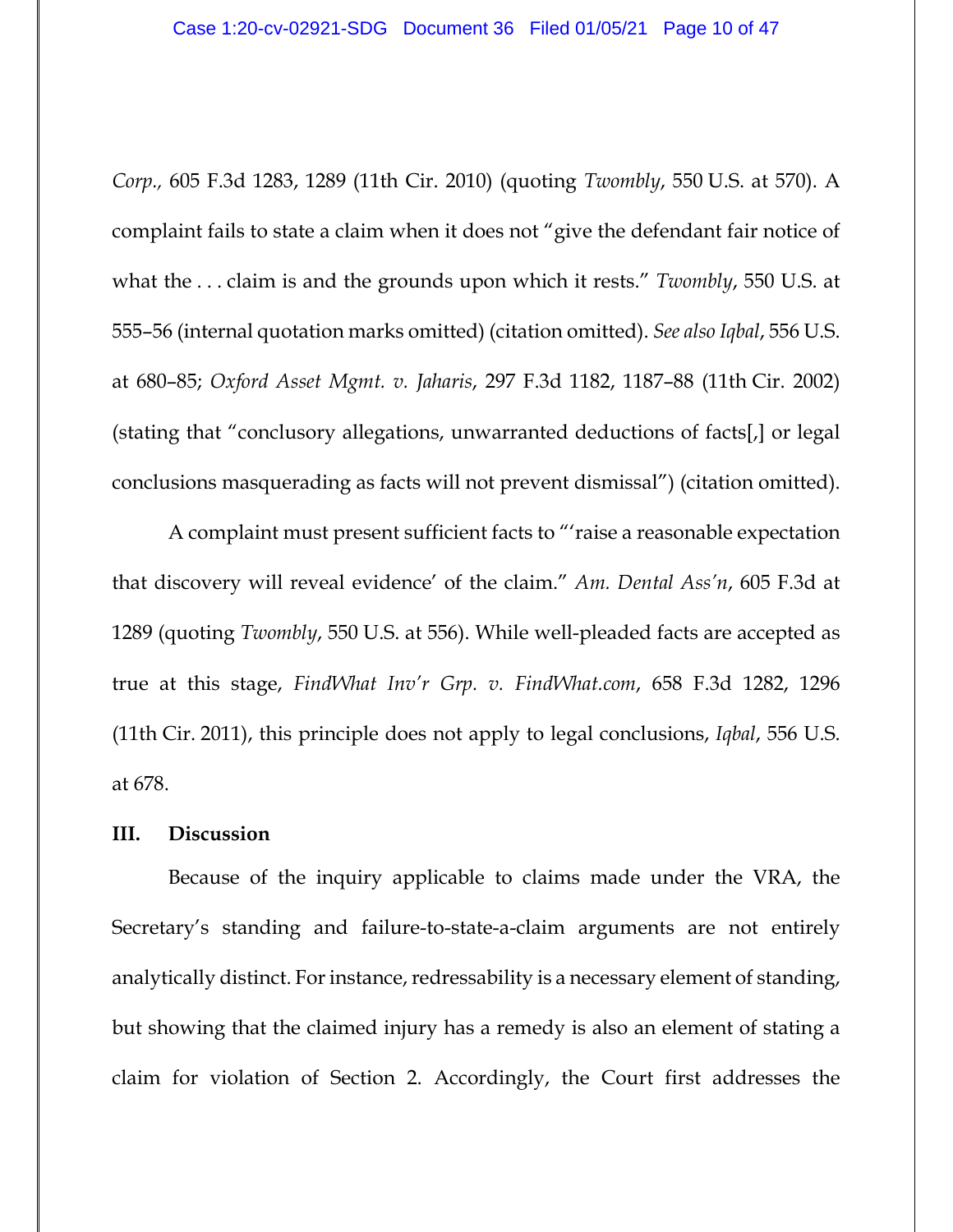*Corp.*, 605 F.3d 1283, 1289 (11th Cir. 2010) (quoting *Twombly*, 550 U.S. at 570). A complaint fails to state a claim when it does not "give the defendant fair notice of what the . . . claim is and the grounds upon which it rests." *Twombly*, 550 U.S. at 555–56 (internal quotation marks omitted) (citation omitted). *See also Iqbal*, 556 U.S. at 680–85; *Oxford Asset Mgmt. v. Jaharis*, 297 F.3d 1182, 1187–88 (11th Cir. 2002) (stating that "conclusory allegations, unwarranted deductions of facts[,] or legal conclusions masquerading as facts will not prevent dismissal") (citation omitted).

A complaint must present sufficient facts to "'raise a reasonable expectation that discovery will reveal evidence' of the claim." *Am. Dental Ass'n*, 605 F.3d at 1289 (quoting *Twombly*, 550 U.S. at 556). While well-pleaded facts are accepted as true at this stage, *FindWhat Inv'r Grp. v. FindWhat.com*, 658 F.3d 1282, 1296 (11th Cir. 2011), this principle does not apply to legal conclusions, *Iqbal*, 556 U.S. at 678.

## III. Discussion

Because of the inquiry applicable to claims made under the VRA, the Secretary's standing and failure-to-state-a-claim arguments are not entirely analytically distinct. For instance, redressability is a necessary element of standing, but showing that the claimed injury has a remedy is also an element of stating a claim for violation of Section 2. Accordingly, the Court first addresses the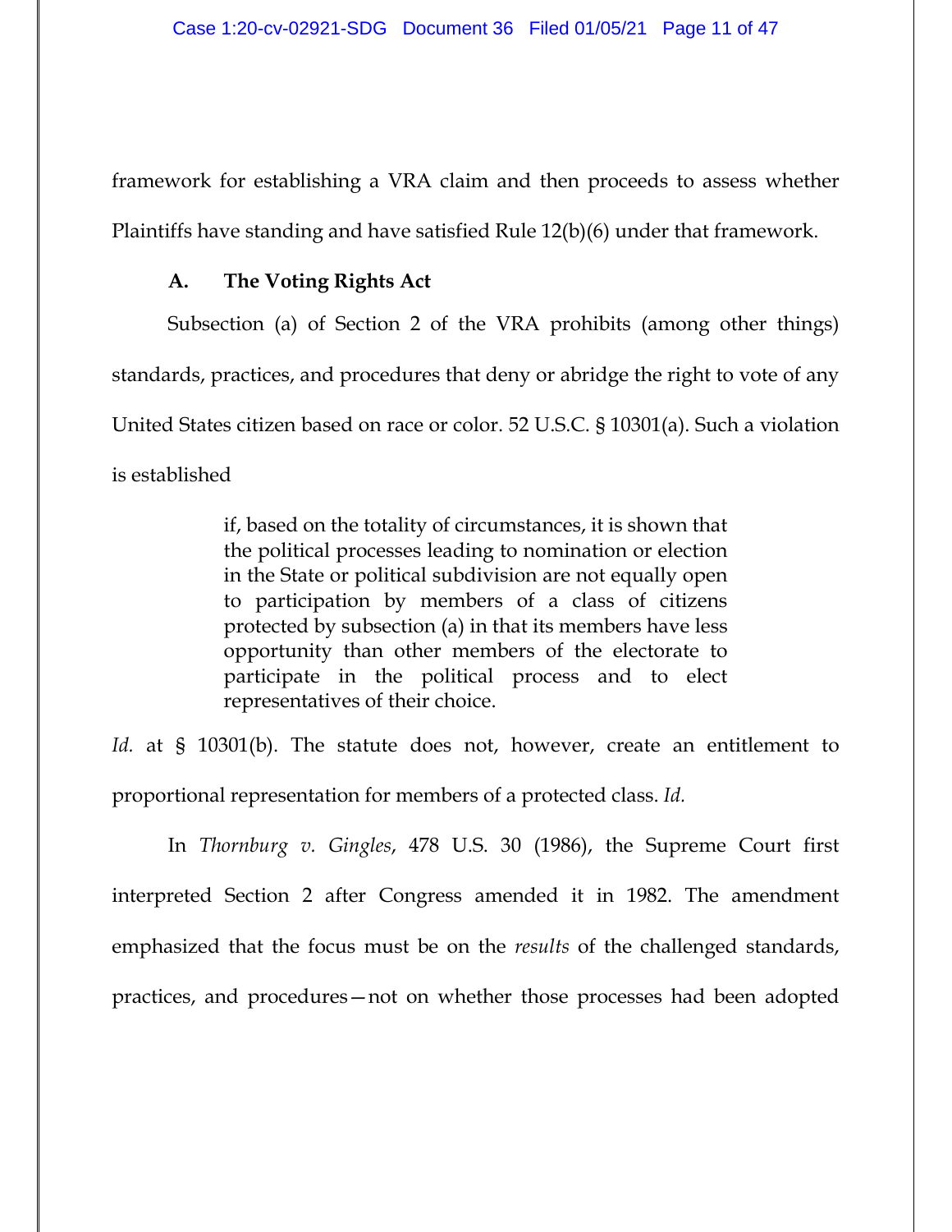framework for establishing a VRA claim and then proceeds to assess whether Plaintiffs have standing and have satisfied Rule 12(b)(6) under that framework.

### A. The Voting Rights Act

Subsection (a) of Section 2 of the VRA prohibits (among other things) standards, practices, and procedures that deny or abridge the right to vote of any United States citizen based on race or color. 52 U.S.C. § 10301(a). Such a violation is established

> if, based on the totality of circumstances, it is shown that the political processes leading to nomination or election in the State or political subdivision are not equally open to participation by members of a class of citizens protected by subsection (a) in that its members have less opportunity than other members of the electorate to participate in the political process and to elect representatives of their choice.

*Id.* at § 10301(b). The statute does not, however, create an entitlement to proportional representation for members of a protected class. *Id.*

In *Thornburg v. Gingles*, 478 U.S. 30 (1986), the Supreme Court first interpreted Section 2 after Congress amended it in 1982. The amendment emphasized that the focus must be on the *results* of the challenged standards, practices, and procedures—not on whether those processes had been adopted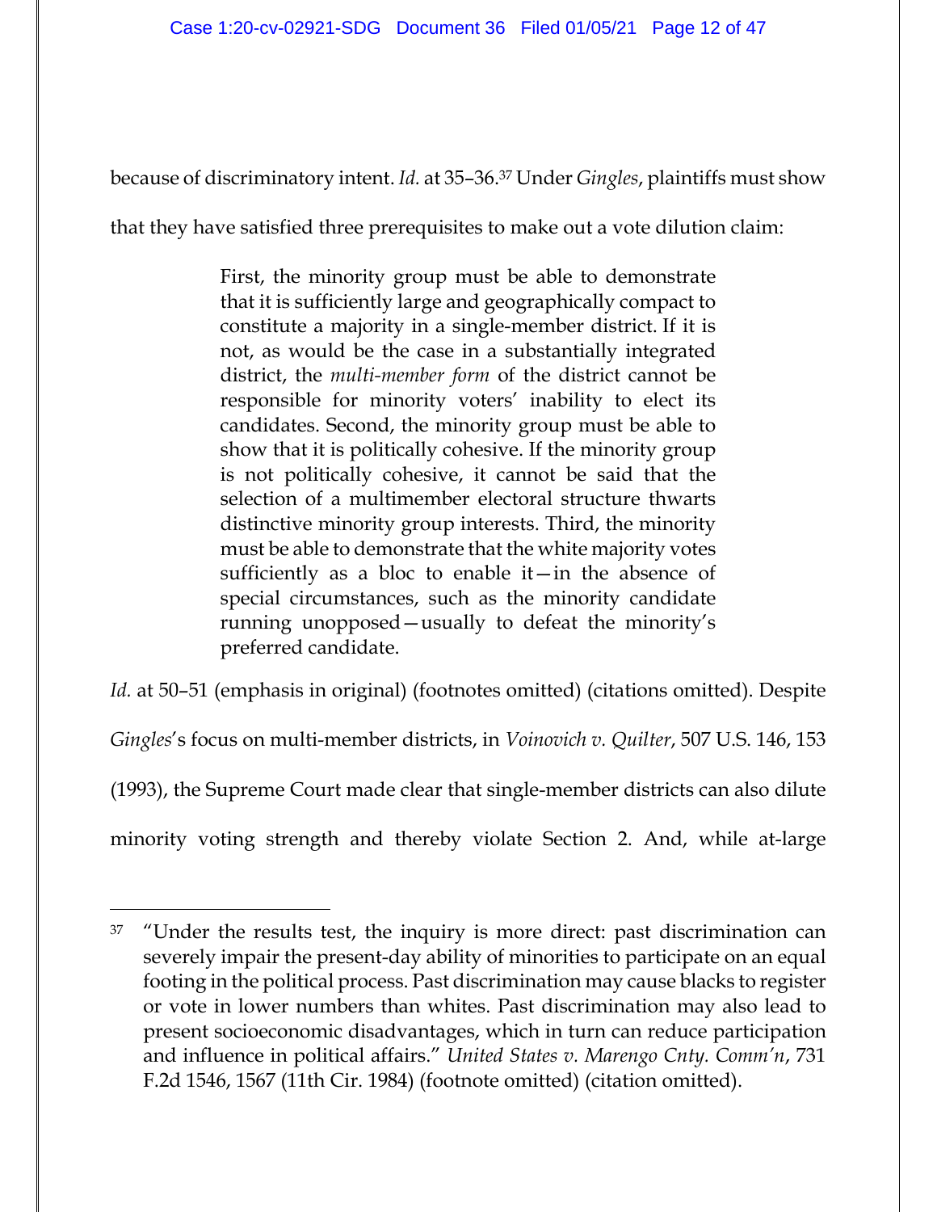because of discriminatory intent. *Id.* at 35–36.[37] Under *Gingles*, plaintiffs must show that they have satisfied three prerequisites to make out a vote dilution claim:

> First, the minority group must be able to demonstrate that it is sufficiently large and geographically compact to constitute a majority in a single-member district. If it is not, as would be the case in a substantially integrated district, the *multi-member form* of the district cannot be responsible for minority voters' inability to elect its candidates. Second, the minority group must be able to show that it is politically cohesive. If the minority group is not politically cohesive, it cannot be said that the selection of a multimember electoral structure thwarts distinctive minority group interests. Third, the minority must be able to demonstrate that the white majority votes sufficiently as a bloc to enable it—in the absence of special circumstances, such as the minority candidate running unopposed—usually to defeat the minority's preferred candidate.

*Id.* at 50–51 (emphasis in original) (footnotes omitted) (citations omitted). Despite *Gingles*'s focus on multi-member districts, in *Voinovich v. Quilter*, 507 U.S. 146, 153 (1993), the Supreme Court made clear that single-member districts can also dilute minority voting strength and thereby violate Section 2. And, while at-large

---

[37] "Under the results test, the inquiry is more direct: past discrimination can severely impair the present-day ability of minorities to participate on an equal footing in the political process. Past discrimination may cause blacks to register or vote in lower numbers than whites. Past discrimination may also lead to present socioeconomic disadvantages, which in turn can reduce participation and influence in political affairs." *United States v. Marengo Cnty. Comm'n*, 731 F.2d 1546, 1567 (11th Cir. 1984) (footnote omitted) (citation omitted).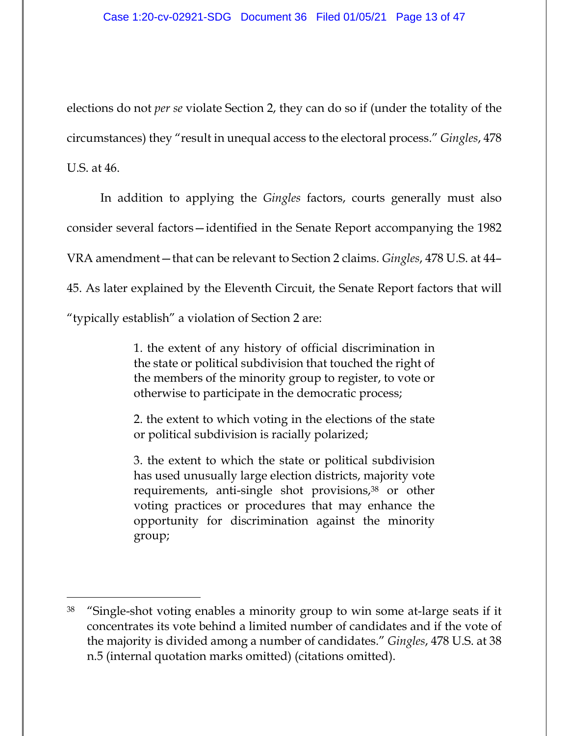elections do not *per se* violate Section 2, they can do so if (under the totality of the circumstances) they "result in unequal access to the electoral process." *Gingles*, 478 U.S. at 46.

In addition to applying the *Gingles* factors, courts generally must also consider several factors—identified in the Senate Report accompanying the 1982 VRA amendment—that can be relevant to Section 2 claims. *Gingles*, 478 U.S. at 44–45. As later explained by the Eleventh Circuit, the Senate Report factors that will "typically establish" a violation of Section 2 are:

> 1. the extent of any history of official discrimination in the state or political subdivision that touched the right of the members of the minority group to register, to vote or otherwise to participate in the democratic process;
>
> 2. the extent to which voting in the elections of the state or political subdivision is racially polarized;
>
> 3. the extent to which the state or political subdivision has used unusually large election districts, majority vote requirements, anti-single shot provisions,[38] or other voting practices or procedures that may enhance the opportunity for discrimination against the minority group;

---

[38] "Single-shot voting enables a minority group to win some at-large seats if it concentrates its vote behind a limited number of candidates and if the vote of the majority is divided among a number of candidates." *Gingles*, 478 U.S. at 38 n.5 (internal quotation marks omitted) (citations omitted).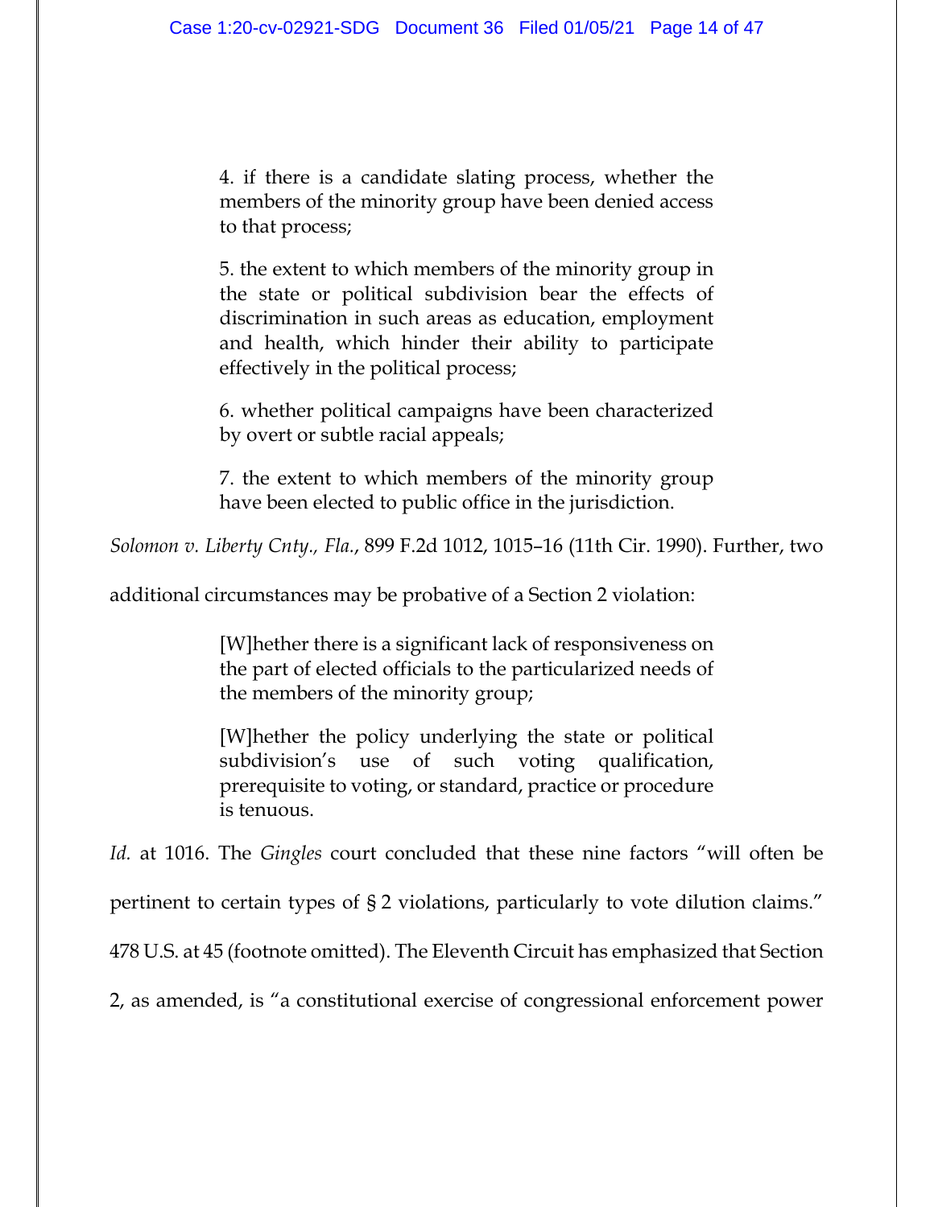> 4. if there is a candidate slating process, whether the members of the minority group have been denied access to that process;
>
> 5. the extent to which members of the minority group in the state or political subdivision bear the effects of discrimination in such areas as education, employment and health, which hinder their ability to participate effectively in the political process;
>
> 6. whether political campaigns have been characterized by overt or subtle racial appeals;
>
> 7. the extent to which members of the minority group have been elected to public office in the jurisdiction.

*Solomon v. Liberty Cnty., Fla.*, 899 F.2d 1012, 1015–16 (11th Cir. 1990). Further, two additional circumstances may be probative of a Section 2 violation:

> [W]hether there is a significant lack of responsiveness on the part of elected officials to the particularized needs of the members of the minority group;
>
> [W]hether the policy underlying the state or political subdivision's use of such voting qualification, prerequisite to voting, or standard, practice or procedure is tenuous.

*Id.* at 1016. The *Gingles* court concluded that these nine factors "will often be pertinent to certain types of § 2 violations, particularly to vote dilution claims." 478 U.S. at 45 (footnote omitted). The Eleventh Circuit has emphasized that Section 2, as amended, is "a constitutional exercise of congressional enforcement power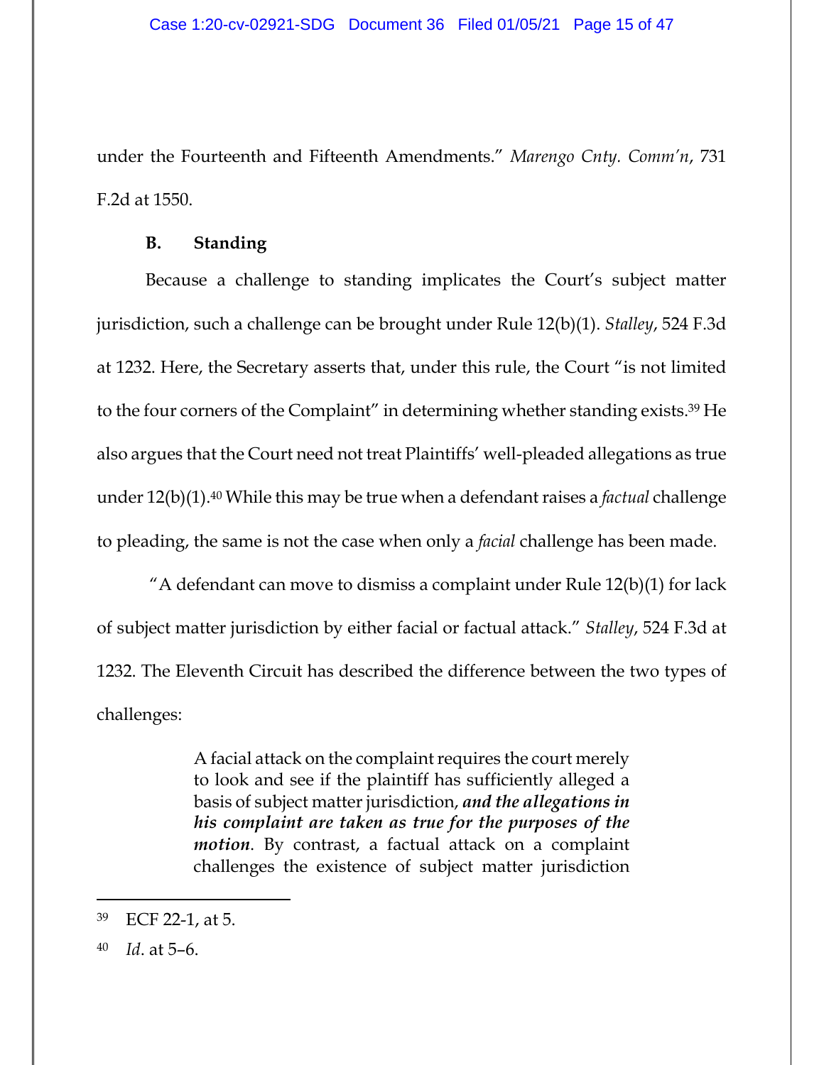under the Fourteenth and Fifteenth Amendments." *Marengo Cnty. Comm'n*, 731 F.2d at 1550.

### B. Standing

Because a challenge to standing implicates the Court's subject matter jurisdiction, such a challenge can be brought under Rule 12(b)(1). *Stalley*, 524 F.3d at 1232. Here, the Secretary asserts that, under this rule, the Court "is not limited to the four corners of the Complaint" in determining whether standing exists.[39] He also argues that the Court need not treat Plaintiffs' well-pleaded allegations as true under 12(b)(1).[40] While this may be true when a defendant raises a *factual* challenge to pleading, the same is not the case when only a *facial* challenge has been made.

"A defendant can move to dismiss a complaint under Rule 12(b)(1) for lack of subject matter jurisdiction by either facial or factual attack." *Stalley*, 524 F.3d at 1232. The Eleventh Circuit has described the difference between the two types of challenges:

> A facial attack on the complaint requires the court merely to look and see if the plaintiff has sufficiently alleged a basis of subject matter jurisdiction, ***and the allegations in his complaint are taken as true for the purposes of the motion***. By contrast, a factual attack on a complaint challenges the existence of subject matter jurisdiction

---

[39] ECF 22-1, at 5.

[40] *Id*. at 5–6.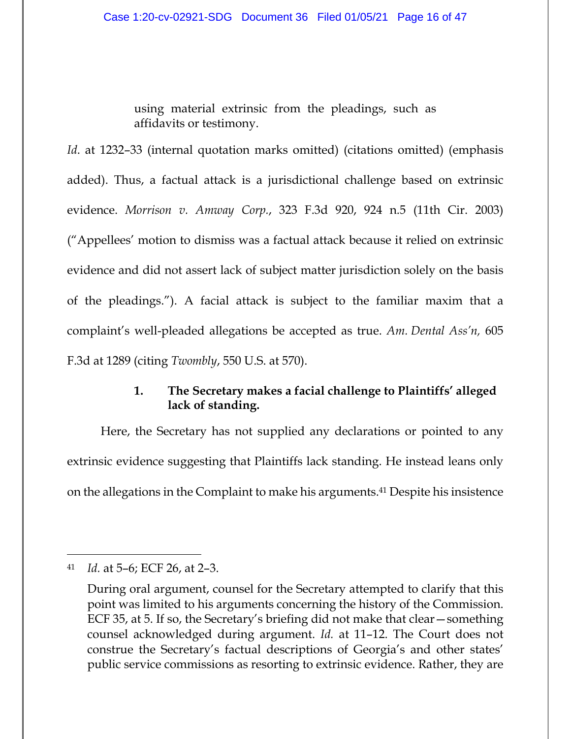> using material extrinsic from the pleadings, such as affidavits or testimony.

*Id*. at 1232–33 (internal quotation marks omitted) (citations omitted) (emphasis added). Thus, a factual attack is a jurisdictional challenge based on extrinsic evidence. *Morrison v. Amway Corp.*, 323 F.3d 920, 924 n.5 (11th Cir. 2003) ("Appellees' motion to dismiss was a factual attack because it relied on extrinsic evidence and did not assert lack of subject matter jurisdiction solely on the basis of the pleadings."). A facial attack is subject to the familiar maxim that a complaint's well-pleaded allegations be accepted as true. *Am. Dental Ass'n,* 605 F.3d at 1289 (citing *Twombly*, 550 U.S. at 570).

#### 1. The Secretary makes a facial challenge to Plaintiffs' alleged lack of standing.

Here, the Secretary has not supplied any declarations or pointed to any extrinsic evidence suggesting that Plaintiffs lack standing. He instead leans only on the allegations in the Complaint to make his arguments.[41] Despite his insistence

---

[41] *Id.* at 5–6; ECF 26, at 2–3.

During oral argument, counsel for the Secretary attempted to clarify that this point was limited to his arguments concerning the history of the Commission. ECF 35, at 5. If so, the Secretary's briefing did not make that clear—something counsel acknowledged during argument. *Id.* at 11–12. The Court does not construe the Secretary's factual descriptions of Georgia's and other states' public service commissions as resorting to extrinsic evidence. Rather, they are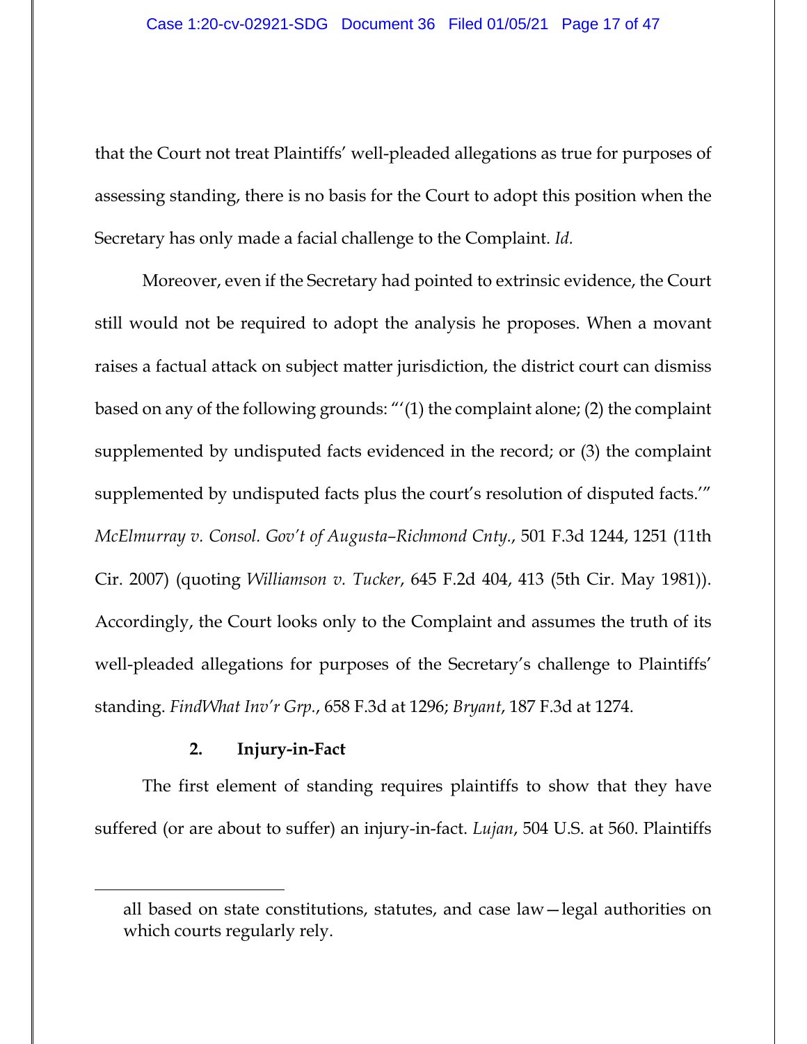that the Court not treat Plaintiffs' well-pleaded allegations as true for purposes of assessing standing, there is no basis for the Court to adopt this position when the Secretary has only made a facial challenge to the Complaint. *Id.*

Moreover, even if the Secretary had pointed to extrinsic evidence, the Court still would not be required to adopt the analysis he proposes. When a movant raises a factual attack on subject matter jurisdiction, the district court can dismiss based on any of the following grounds: "'(1) the complaint alone; (2) the complaint supplemented by undisputed facts evidenced in the record; or (3) the complaint supplemented by undisputed facts plus the court's resolution of disputed facts.'" *McElmurray v. Consol. Gov't of Augusta–Richmond Cnty.*, 501 F.3d 1244, 1251 (11th Cir. 2007) (quoting *Williamson v. Tucker*, 645 F.2d 404, 413 (5th Cir. May 1981)). Accordingly, the Court looks only to the Complaint and assumes the truth of its well-pleaded allegations for purposes of the Secretary's challenge to Plaintiffs' standing. *FindWhat Inv'r Grp.*, 658 F.3d at 1296; *Bryant*, 187 F.3d at 1274.

**2. Injury-in-Fact**

The first element of standing requires plaintiffs to show that they have suffered (or are about to suffer) an injury-in-fact. *Lujan*, 504 U.S. at 560. Plaintiffs

---

all based on state constitutions, statutes, and case law—legal authorities on which courts regularly rely.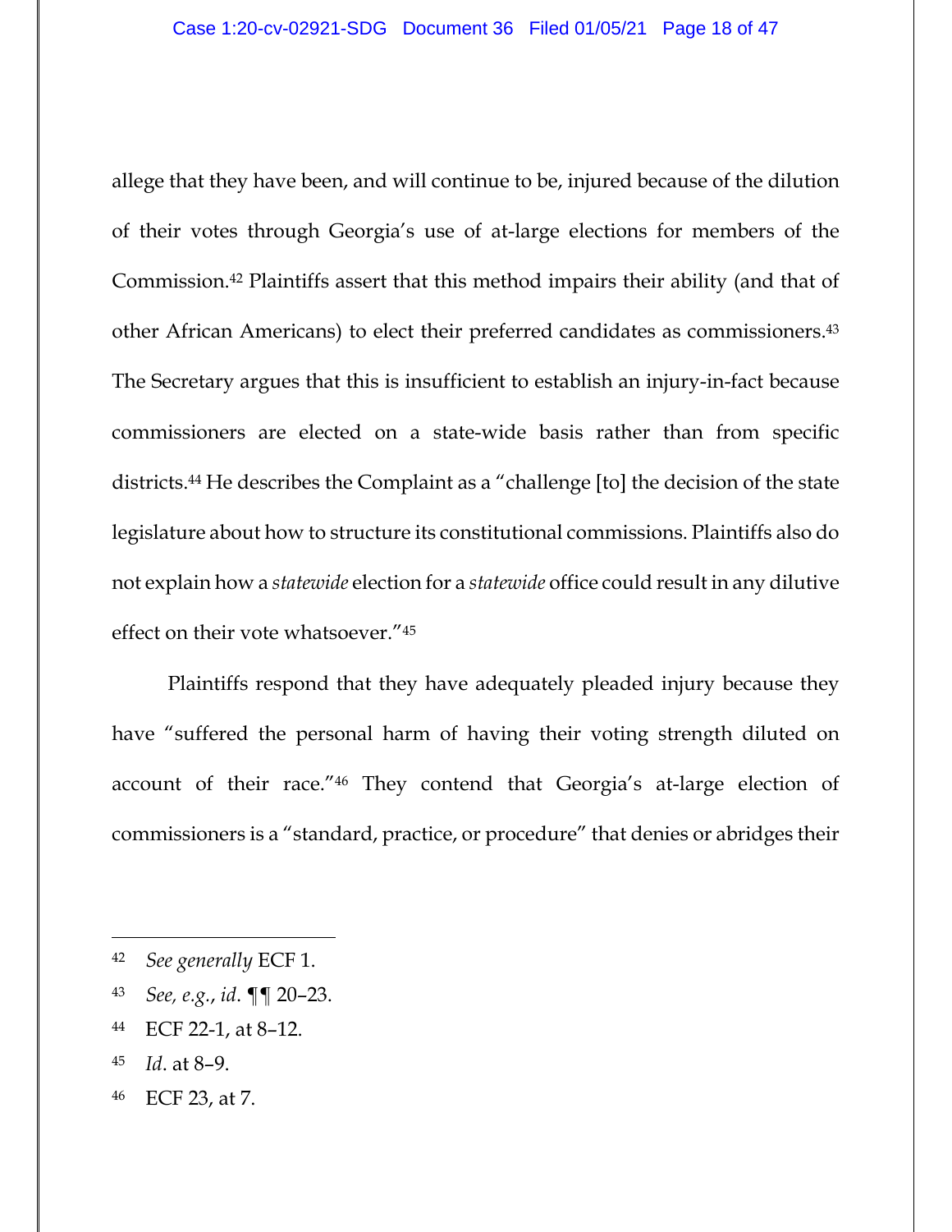allege that they have been, and will continue to be, injured because of the dilution of their votes through Georgia's use of at-large elections for members of the Commission.[42] Plaintiffs assert that this method impairs their ability (and that of other African Americans) to elect their preferred candidates as commissioners.[43] The Secretary argues that this is insufficient to establish an injury-in-fact because commissioners are elected on a state-wide basis rather than from specific districts.[44] He describes the Complaint as a "challenge [to] the decision of the state legislature about how to structure its constitutional commissions. Plaintiffs also do not explain how a *statewide* election for a *statewide* office could result in any dilutive effect on their vote whatsoever."[45]

Plaintiffs respond that they have adequately pleaded injury because they have "suffered the personal harm of having their voting strength diluted on account of their race."[46] They contend that Georgia's at-large election of commissioners is a "standard, practice, or procedure" that denies or abridges their

---

[42] *See generally* ECF 1.

[43] *See, e.g.*, *id*. ¶¶ 20–23.

[44] ECF 22-1, at 8–12.

[45] *Id*. at 8–9.

[46] ECF 23, at 7.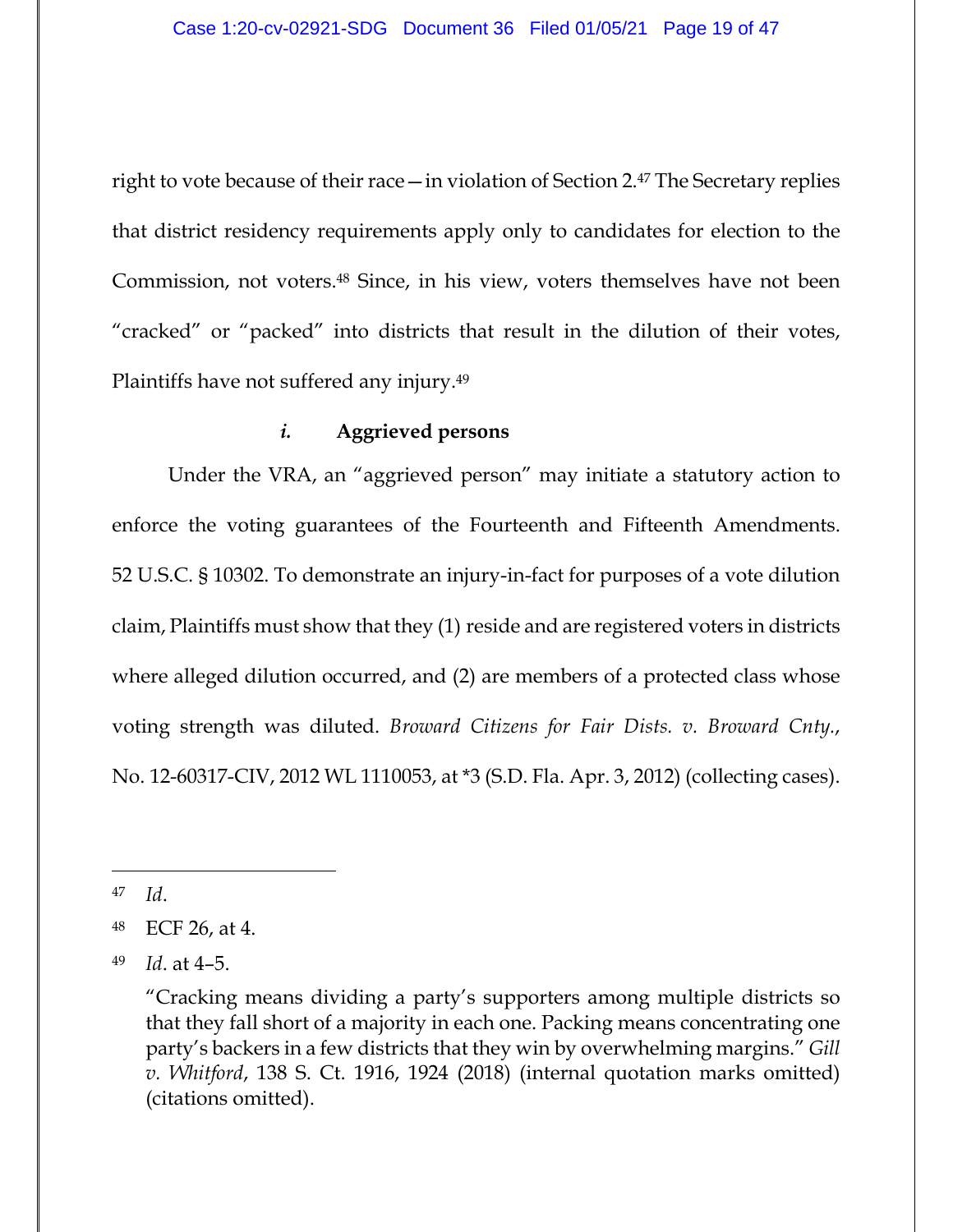right to vote because of their race—in violation of Section 2.[47] The Secretary replies that district residency requirements apply only to candidates for election to the Commission, not voters.[48] Since, in his view, voters themselves have not been "cracked" or "packed" into districts that result in the dilution of their votes, Plaintiffs have not suffered any injury.[49]

#### ***i.*** **Aggrieved persons**

Under the VRA, an "aggrieved person" may initiate a statutory action to enforce the voting guarantees of the Fourteenth and Fifteenth Amendments. 52 U.S.C. § 10302. To demonstrate an injury-in-fact for purposes of a vote dilution claim, Plaintiffs must show that they (1) reside and are registered voters in districts where alleged dilution occurred, and (2) are members of a protected class whose voting strength was diluted. *Broward Citizens for Fair Dists. v. Broward Cnty.*, No. 12-60317-CIV, 2012 WL 1110053, at *3 (S.D. Fla. Apr. 3, 2012) (collecting cases).

---

[47] *Id*.

[48] ECF 26, at 4.

[49] *Id*. at 4–5.

"Cracking means dividing a party's supporters among multiple districts so that they fall short of a majority in each one. Packing means concentrating one party's backers in a few districts that they win by overwhelming margins." *Gill v. Whitford*, 138 S. Ct. 1916, 1924 (2018) (internal quotation marks omitted) (citations omitted).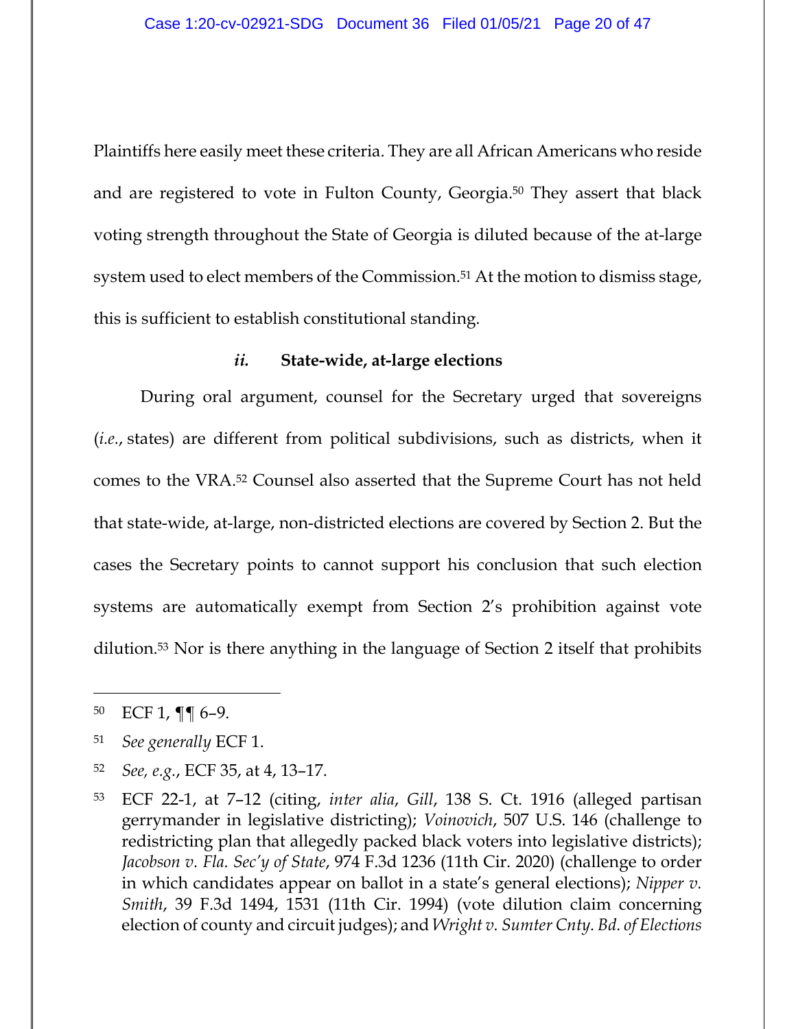Plaintiffs here easily meet these criteria. They are all African Americans who reside and are registered to vote in Fulton County, Georgia.[50] They assert that black voting strength throughout the State of Georgia is diluted because of the at-large system used to elect members of the Commission.[51] At the motion to dismiss stage, this is sufficient to establish constitutional standing.

### *ii.* State-wide, at-large elections

During oral argument, counsel for the Secretary urged that sovereigns (*i.e.*, states) are different from political subdivisions, such as districts, when it comes to the VRA.[52] Counsel also asserted that the Supreme Court has not held that state-wide, at-large, non-districted elections are covered by Section 2. But the cases the Secretary points to cannot support his conclusion that such election systems are automatically exempt from Section 2's prohibition against vote dilution.[53] Nor is there anything in the language of Section 2 itself that prohibits

---

[50] ECF 1, ¶¶ 6–9.

[51] *See generally* ECF 1.

[52] *See, e.g.*, ECF 35, at 4, 13–17.

[53] ECF 22-1, at 7–12 (citing, *inter alia*, *Gill*, 138 S. Ct. 1916 (alleged partisan gerrymander in legislative districting); *Voinovich*, 507 U.S. 146 (challenge to redistricting plan that allegedly packed black voters into legislative districts); *Jacobson v. Fla. Sec'y of State*, 974 F.3d 1236 (11th Cir. 2020) (challenge to order in which candidates appear on ballot in a state's general elections); *Nipper v. Smith*, 39 F.3d 1494, 1531 (11th Cir. 1994) (vote dilution claim concerning election of county and circuit judges); and *Wright v. Sumter Cnty. Bd. of Elections*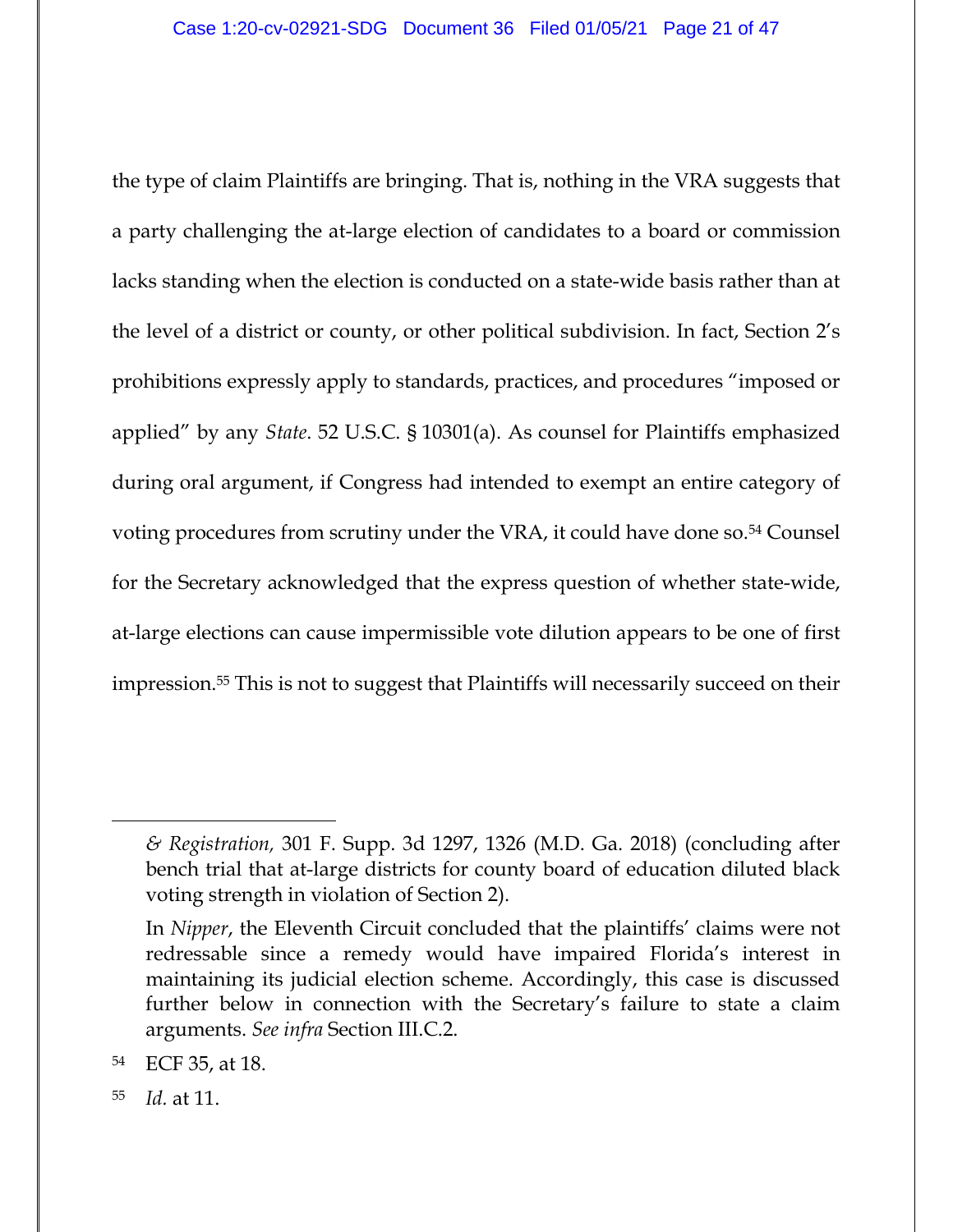the type of claim Plaintiffs are bringing. That is, nothing in the VRA suggests that a party challenging the at-large election of candidates to a board or commission lacks standing when the election is conducted on a state-wide basis rather than at the level of a district or county, or other political subdivision. In fact, Section 2's prohibitions expressly apply to standards, practices, and procedures "imposed or applied" by any *State*. 52 U.S.C. § 10301(a). As counsel for Plaintiffs emphasized during oral argument, if Congress had intended to exempt an entire category of voting procedures from scrutiny under the VRA, it could have done so.[54] Counsel for the Secretary acknowledged that the express question of whether state-wide, at-large elections can cause impermissible vote dilution appears to be one of first impression.[55] This is not to suggest that Plaintiffs will necessarily succeed on their

---

*& Registration,* 301 F. Supp. 3d 1297, 1326 (M.D. Ga. 2018) (concluding after bench trial that at-large districts for county board of education diluted black voting strength in violation of Section 2).

In *Nipper*, the Eleventh Circuit concluded that the plaintiffs' claims were not redressable since a remedy would have impaired Florida's interest in maintaining its judicial election scheme. Accordingly, this case is discussed further below in connection with the Secretary's failure to state a claim arguments. *See infra* Section III.C.2.

[54] ECF 35, at 18.

[55] *Id.* at 11.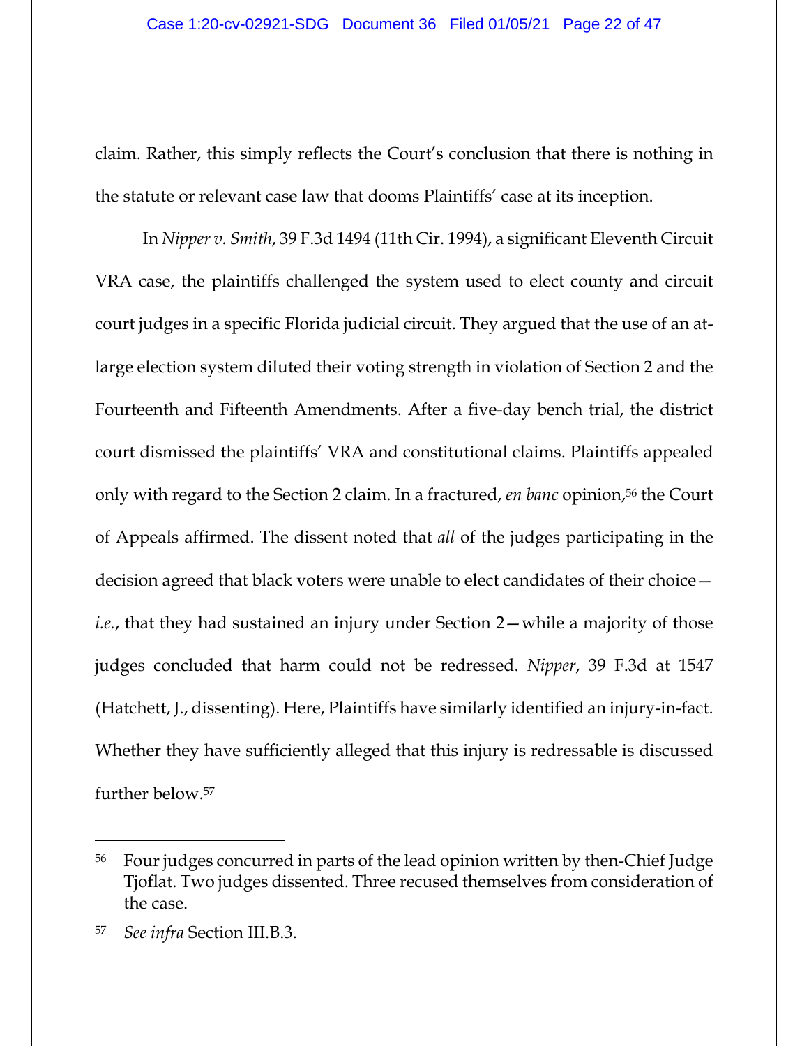claim. Rather, this simply reflects the Court's conclusion that there is nothing in the statute or relevant case law that dooms Plaintiffs' case at its inception.

In *Nipper v. Smith*, 39 F.3d 1494 (11th Cir. 1994), a significant Eleventh Circuit VRA case, the plaintiffs challenged the system used to elect county and circuit court judges in a specific Florida judicial circuit. They argued that the use of an at-large election system diluted their voting strength in violation of Section 2 and the Fourteenth and Fifteenth Amendments. After a five-day bench trial, the district court dismissed the plaintiffs' VRA and constitutional claims. Plaintiffs appealed only with regard to the Section 2 claim. In a fractured, *en banc* opinion,[56] the Court of Appeals affirmed. The dissent noted that *all* of the judges participating in the decision agreed that black voters were unable to elect candidates of their choice—*i.e.*, that they had sustained an injury under Section 2—while a majority of those judges concluded that harm could not be redressed. *Nipper*, 39 F.3d at 1547 (Hatchett, J., dissenting). Here, Plaintiffs have similarly identified an injury-in-fact. Whether they have sufficiently alleged that this injury is redressable is discussed further below.[57]

---

[56] Four judges concurred in parts of the lead opinion written by then-Chief Judge Tjoflat. Two judges dissented. Three recused themselves from consideration of the case.

[57] *See infra* Section III.B.3.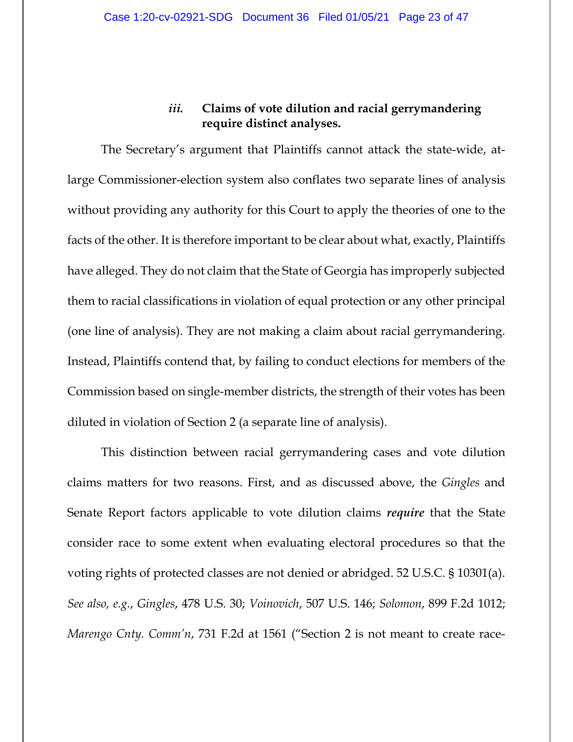### *iii.* Claims of vote dilution and racial gerrymandering require distinct analyses.

The Secretary's argument that Plaintiffs cannot attack the state-wide, at-large Commissioner-election system also conflates two separate lines of analysis without providing any authority for this Court to apply the theories of one to the facts of the other. It is therefore important to be clear about what, exactly, Plaintiffs have alleged. They do not claim that the State of Georgia has improperly subjected them to racial classifications in violation of equal protection or any other principal (one line of analysis). They are not making a claim about racial gerrymandering. Instead, Plaintiffs contend that, by failing to conduct elections for members of the Commission based on single-member districts, the strength of their votes has been diluted in violation of Section 2 (a separate line of analysis).

This distinction between racial gerrymandering cases and vote dilution claims matters for two reasons. First, and as discussed above, the *Gingles* and Senate Report factors applicable to vote dilution claims ***require*** that the State consider race to some extent when evaluating electoral procedures so that the voting rights of protected classes are not denied or abridged. 52 U.S.C. § 10301(a). *See also, e.g.*, *Gingles*, 478 U.S. 30; *Voinovich*, 507 U.S. 146; *Solomon*, 899 F.2d 1012; *Marengo Cnty. Comm'n*, 731 F.2d at 1561 ("Section 2 is not meant to create race-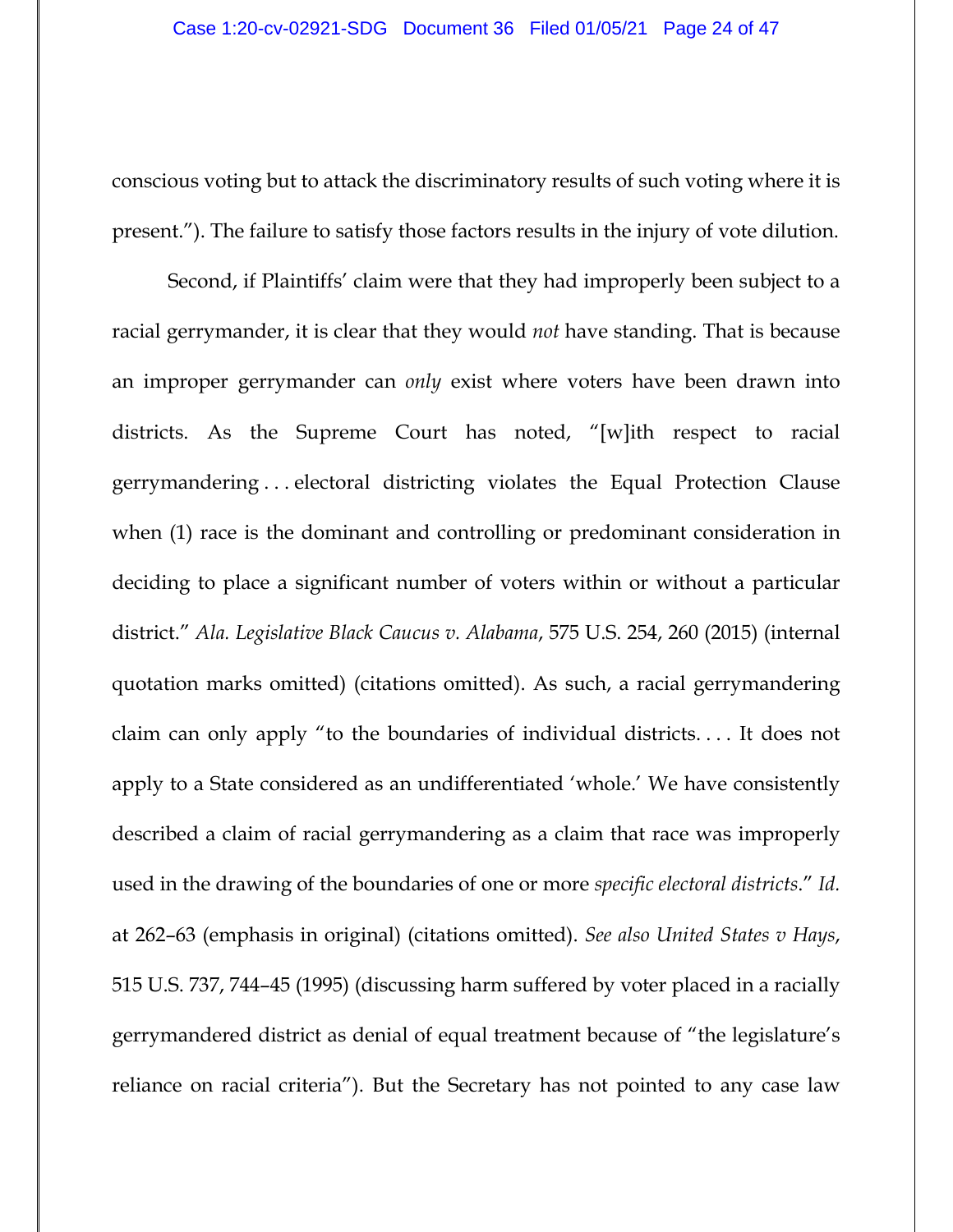conscious voting but to attack the discriminatory results of such voting where it is present."). The failure to satisfy those factors results in the injury of vote dilution.

Second, if Plaintiffs' claim were that they had improperly been subject to a racial gerrymander, it is clear that they would *not* have standing. That is because an improper gerrymander can *only* exist where voters have been drawn into districts. As the Supreme Court has noted, "[w]ith respect to racial gerrymandering . . . electoral districting violates the Equal Protection Clause when (1) race is the dominant and controlling or predominant consideration in deciding to place a significant number of voters within or without a particular district." *Ala. Legislative Black Caucus v. Alabama*, 575 U.S. 254, 260 (2015) (internal quotation marks omitted) (citations omitted). As such, a racial gerrymandering claim can only apply "to the boundaries of individual districts. . . . It does not apply to a State considered as an undifferentiated 'whole.' We have consistently described a claim of racial gerrymandering as a claim that race was improperly used in the drawing of the boundaries of one or more *specific electoral districts*." *Id.* at 262–63 (emphasis in original) (citations omitted). *See also United States v Hays*, 515 U.S. 737, 744–45 (1995) (discussing harm suffered by voter placed in a racially gerrymandered district as denial of equal treatment because of "the legislature's reliance on racial criteria"). But the Secretary has not pointed to any case law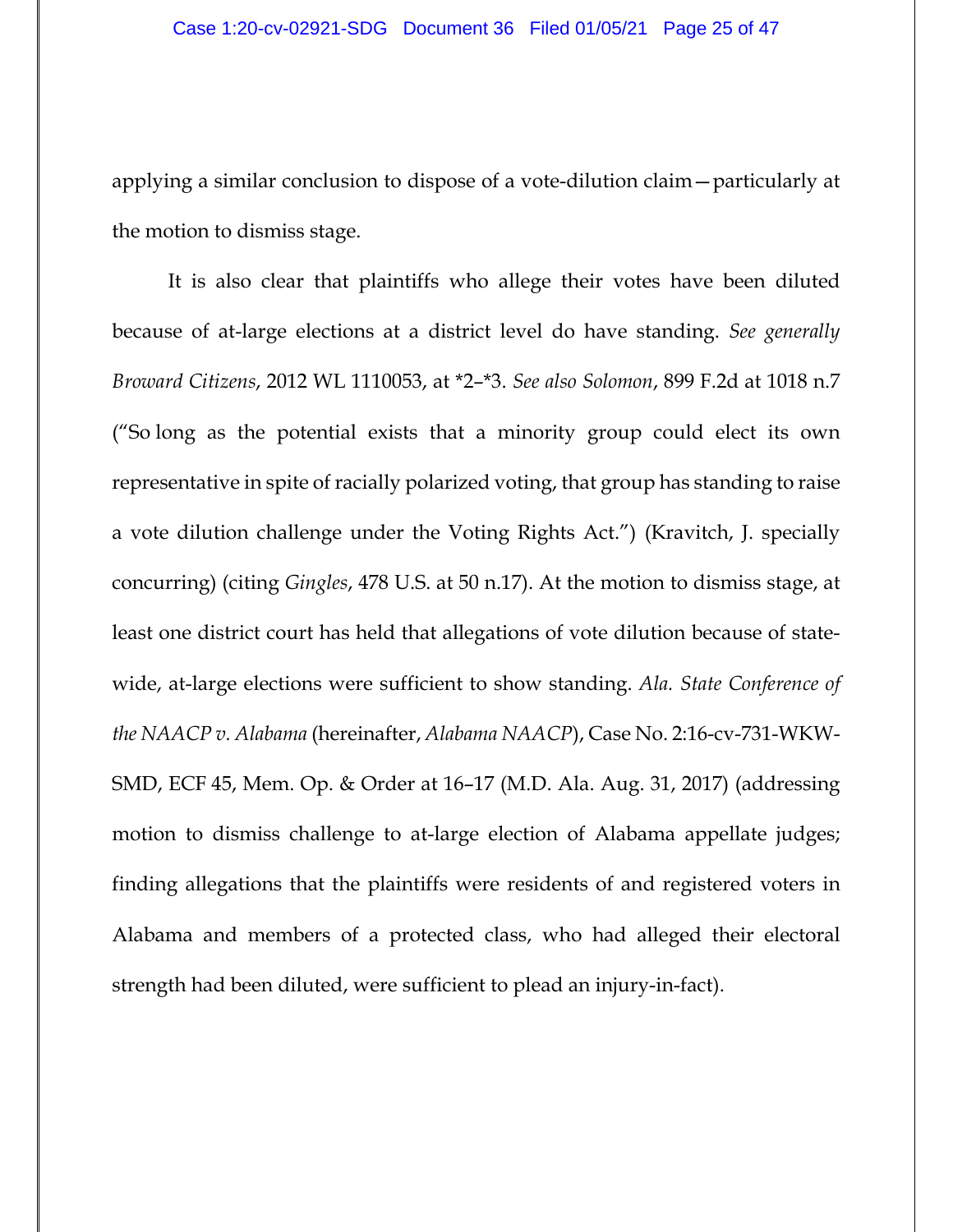applying a similar conclusion to dispose of a vote-dilution claim—particularly at the motion to dismiss stage.

It is also clear that plaintiffs who allege their votes have been diluted because of at-large elections at a district level do have standing. *See generally Broward Citizens*, 2012 WL 1110053, at *2–*3. *See also Solomon*, 899 F.2d at 1018 n.7 ("So long as the potential exists that a minority group could elect its own representative in spite of racially polarized voting, that group has standing to raise a vote dilution challenge under the Voting Rights Act.") (Kravitch, J. specially concurring) (citing *Gingles*, 478 U.S. at 50 n.17). At the motion to dismiss stage, at least one district court has held that allegations of vote dilution because of state-wide, at-large elections were sufficient to show standing. *Ala. State Conference of the NAACP v. Alabama* (hereinafter, *Alabama NAACP*), Case No. 2:16-cv-731-WKW-SMD, ECF 45, Mem. Op. & Order at 16–17 (M.D. Ala. Aug. 31, 2017) (addressing motion to dismiss challenge to at-large election of Alabama appellate judges; finding allegations that the plaintiffs were residents of and registered voters in Alabama and members of a protected class, who had alleged their electoral strength had been diluted, were sufficient to plead an injury-in-fact).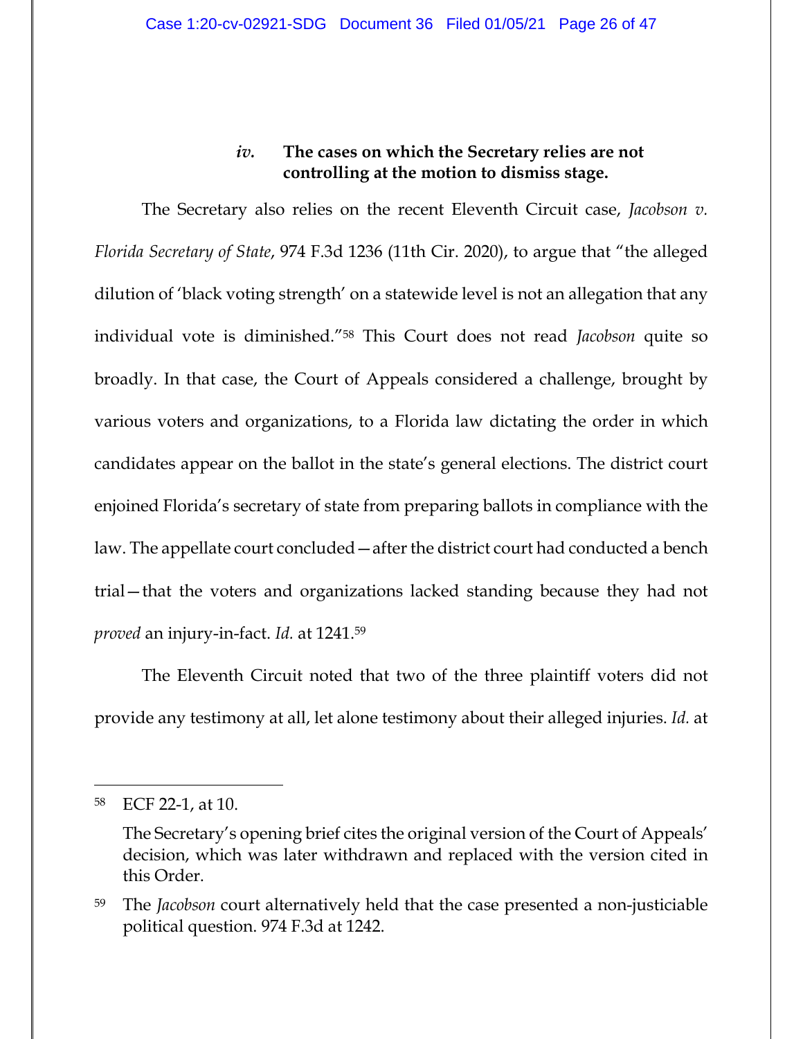### *iv.* The cases on which the Secretary relies are not controlling at the motion to dismiss stage.

The Secretary also relies on the recent Eleventh Circuit case, *Jacobson v. Florida Secretary of State*, 974 F.3d 1236 (11th Cir. 2020), to argue that "the alleged dilution of 'black voting strength' on a statewide level is not an allegation that any individual vote is diminished."[58] This Court does not read *Jacobson* quite so broadly. In that case, the Court of Appeals considered a challenge, brought by various voters and organizations, to a Florida law dictating the order in which candidates appear on the ballot in the state's general elections. The district court enjoined Florida's secretary of state from preparing ballots in compliance with the law. The appellate court concluded—after the district court had conducted a bench trial—that the voters and organizations lacked standing because they had not *proved* an injury-in-fact. *Id.* at 1241.[59]

The Eleventh Circuit noted that two of the three plaintiff voters did not provide any testimony at all, let alone testimony about their alleged injuries. *Id.* at

---

[58] ECF 22-1, at 10.

The Secretary's opening brief cites the original version of the Court of Appeals' decision, which was later withdrawn and replaced with the version cited in this Order.

[59] The *Jacobson* court alternatively held that the case presented a non-justiciable political question. 974 F.3d at 1242.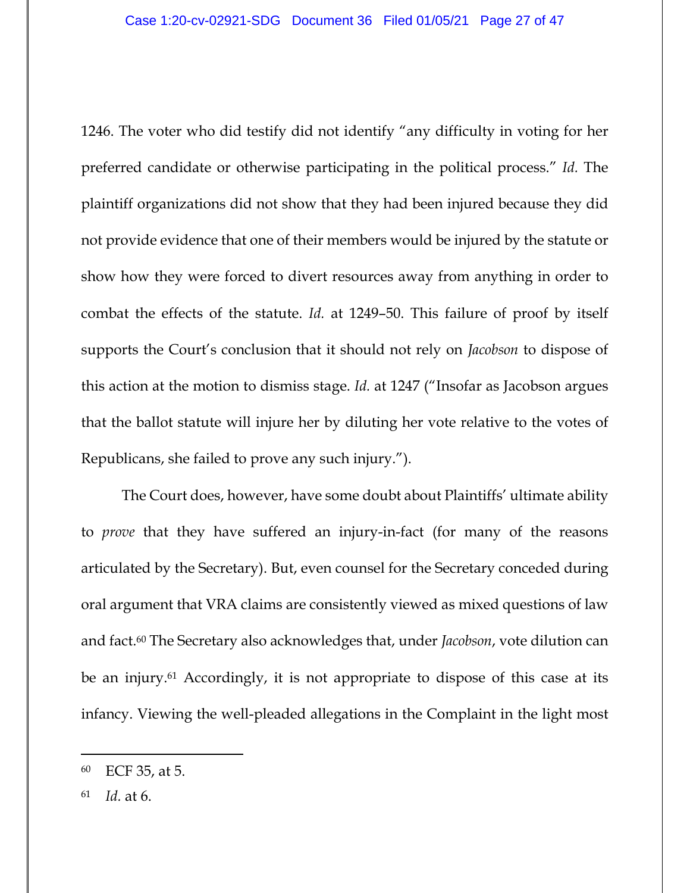1246. The voter who did testify did not identify "any difficulty in voting for her preferred candidate or otherwise participating in the political process." *Id.* The plaintiff organizations did not show that they had been injured because they did not provide evidence that one of their members would be injured by the statute or show how they were forced to divert resources away from anything in order to combat the effects of the statute. *Id.* at 1249–50. This failure of proof by itself supports the Court's conclusion that it should not rely on *Jacobson* to dispose of this action at the motion to dismiss stage. *Id.* at 1247 ("Insofar as Jacobson argues that the ballot statute will injure her by diluting her vote relative to the votes of Republicans, she failed to prove any such injury.").

The Court does, however, have some doubt about Plaintiffs' ultimate ability to *prove* that they have suffered an injury-in-fact (for many of the reasons articulated by the Secretary). But, even counsel for the Secretary conceded during oral argument that VRA claims are consistently viewed as mixed questions of law and fact.[60] The Secretary also acknowledges that, under *Jacobson*, vote dilution can be an injury.[61] Accordingly, it is not appropriate to dispose of this case at its infancy. Viewing the well-pleaded allegations in the Complaint in the light most

---

[60] ECF 35, at 5.

[61] *Id.* at 6.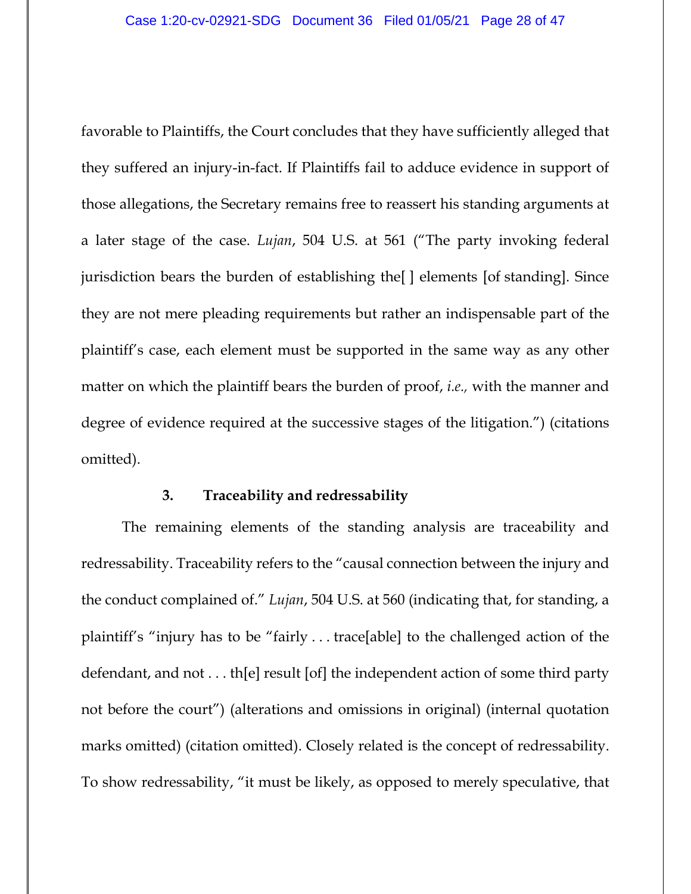favorable to Plaintiffs, the Court concludes that they have sufficiently alleged that they suffered an injury-in-fact. If Plaintiffs fail to adduce evidence in support of those allegations, the Secretary remains free to reassert his standing arguments at a later stage of the case. *Lujan*, 504 U.S. at 561 ("The party invoking federal jurisdiction bears the burden of establishing the[ ] elements [of standing]. Since they are not mere pleading requirements but rather an indispensable part of the plaintiff's case, each element must be supported in the same way as any other matter on which the plaintiff bears the burden of proof, *i.e.,* with the manner and degree of evidence required at the successive stages of the litigation.") (citations omitted).

**3. Traceability and redressability**

The remaining elements of the standing analysis are traceability and redressability. Traceability refers to the "causal connection between the injury and the conduct complained of." *Lujan*, 504 U.S. at 560 (indicating that, for standing, a plaintiff's "injury has to be "fairly . . . trace[able] to the challenged action of the defendant, and not . . . th[e] result [of] the independent action of some third party not before the court") (alterations and omissions in original) (internal quotation marks omitted) (citation omitted). Closely related is the concept of redressability. To show redressability, "it must be likely, as opposed to merely speculative, that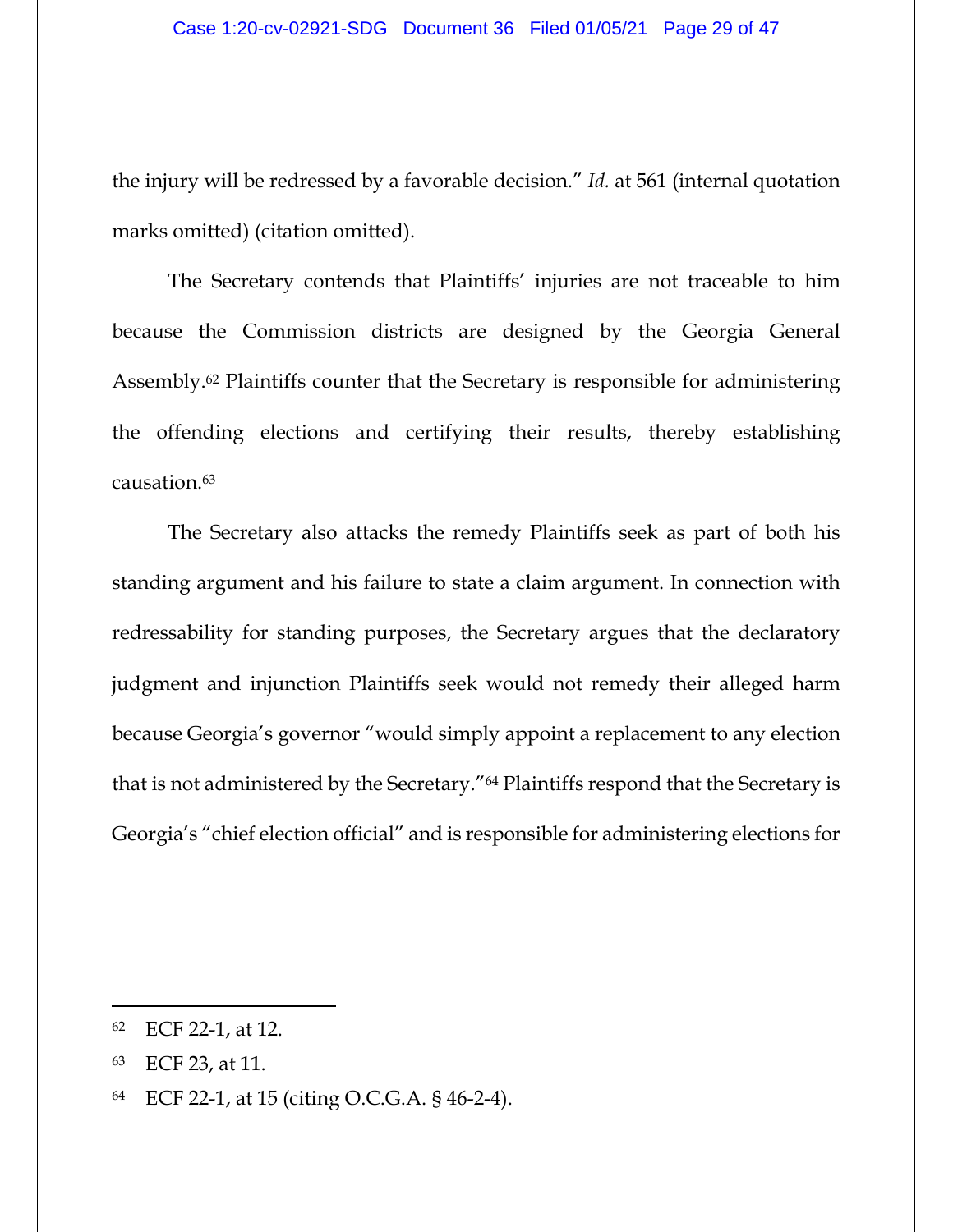the injury will be redressed by a favorable decision." *Id.* at 561 (internal quotation marks omitted) (citation omitted).

The Secretary contends that Plaintiffs' injuries are not traceable to him because the Commission districts are designed by the Georgia General Assembly.[62] Plaintiffs counter that the Secretary is responsible for administering the offending elections and certifying their results, thereby establishing causation.[63]

The Secretary also attacks the remedy Plaintiffs seek as part of both his standing argument and his failure to state a claim argument. In connection with redressability for standing purposes, the Secretary argues that the declaratory judgment and injunction Plaintiffs seek would not remedy their alleged harm because Georgia's governor "would simply appoint a replacement to any election that is not administered by the Secretary."[64] Plaintiffs respond that the Secretary is Georgia's "chief election official" and is responsible for administering elections for

---

[62] ECF 22-1, at 12.

[63] ECF 23, at 11.

[64] ECF 22-1, at 15 (citing O.C.G.A. § 46-2-4).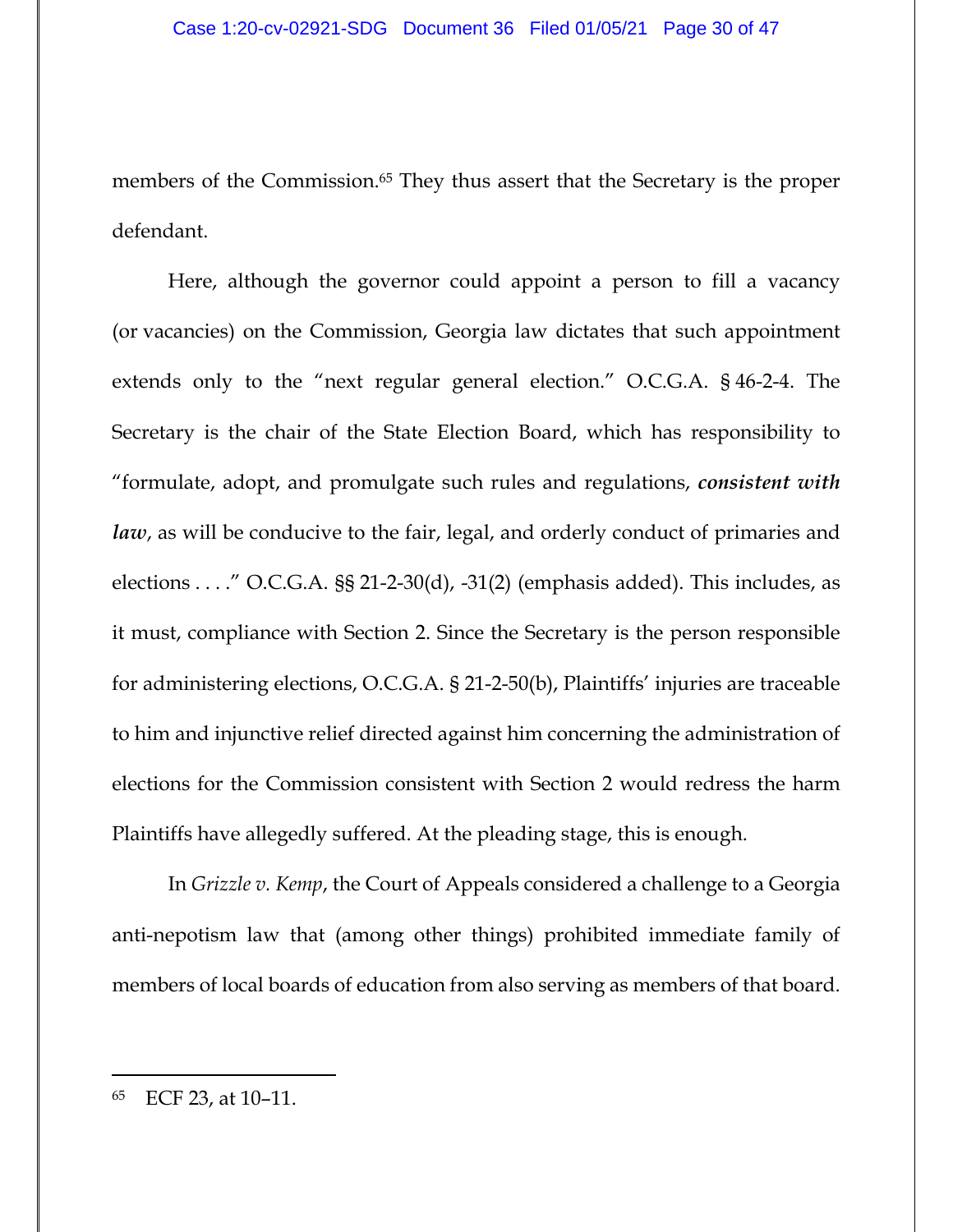members of the Commission.[65] They thus assert that the Secretary is the proper defendant.

Here, although the governor could appoint a person to fill a vacancy (or vacancies) on the Commission, Georgia law dictates that such appointment extends only to the "next regular general election." O.C.G.A. § 46-2-4. The Secretary is the chair of the State Election Board, which has responsibility to "formulate, adopt, and promulgate such rules and regulations, ***consistent with law***, as will be conducive to the fair, legal, and orderly conduct of primaries and elections . . . ." O.C.G.A. §§ 21-2-30(d), -31(2) (emphasis added). This includes, as it must, compliance with Section 2. Since the Secretary is the person responsible for administering elections, O.C.G.A. § 21-2-50(b), Plaintiffs' injuries are traceable to him and injunctive relief directed against him concerning the administration of elections for the Commission consistent with Section 2 would redress the harm Plaintiffs have allegedly suffered. At the pleading stage, this is enough.

In *Grizzle v. Kemp*, the Court of Appeals considered a challenge to a Georgia anti-nepotism law that (among other things) prohibited immediate family of members of local boards of education from also serving as members of that board.

---

[65] ECF 23, at 10–11.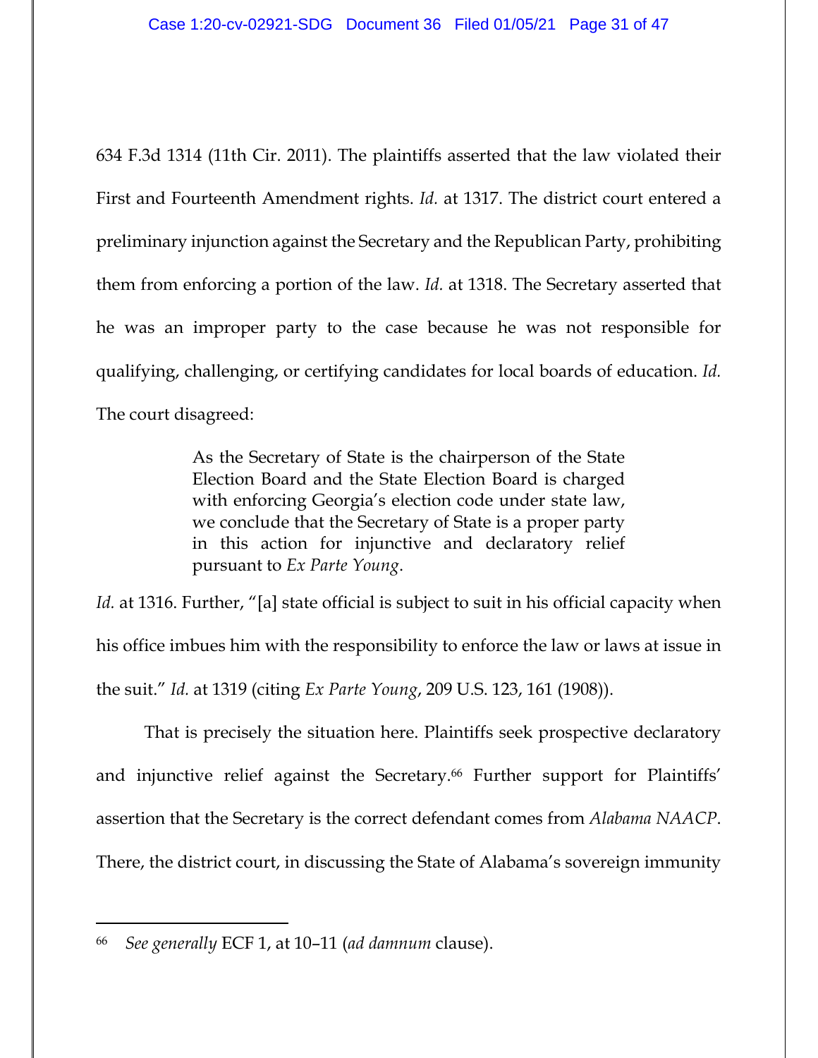634 F.3d 1314 (11th Cir. 2011). The plaintiffs asserted that the law violated their First and Fourteenth Amendment rights. *Id.* at 1317. The district court entered a preliminary injunction against the Secretary and the Republican Party, prohibiting them from enforcing a portion of the law. *Id.* at 1318. The Secretary asserted that he was an improper party to the case because he was not responsible for qualifying, challenging, or certifying candidates for local boards of education. *Id.* The court disagreed:

> As the Secretary of State is the chairperson of the State Election Board and the State Election Board is charged with enforcing Georgia's election code under state law, we conclude that the Secretary of State is a proper party in this action for injunctive and declaratory relief pursuant to *Ex Parte Young*.

*Id.* at 1316. Further, "[a] state official is subject to suit in his official capacity when his office imbues him with the responsibility to enforce the law or laws at issue in the suit." *Id.* at 1319 (citing *Ex Parte Young*, 209 U.S. 123, 161 (1908)).

That is precisely the situation here. Plaintiffs seek prospective declaratory and injunctive relief against the Secretary.[66] Further support for Plaintiffs' assertion that the Secretary is the correct defendant comes from *Alabama NAACP*. There, the district court, in discussing the State of Alabama's sovereign immunity

---

[66] *See generally* ECF 1, at 10–11 (*ad damnum* clause).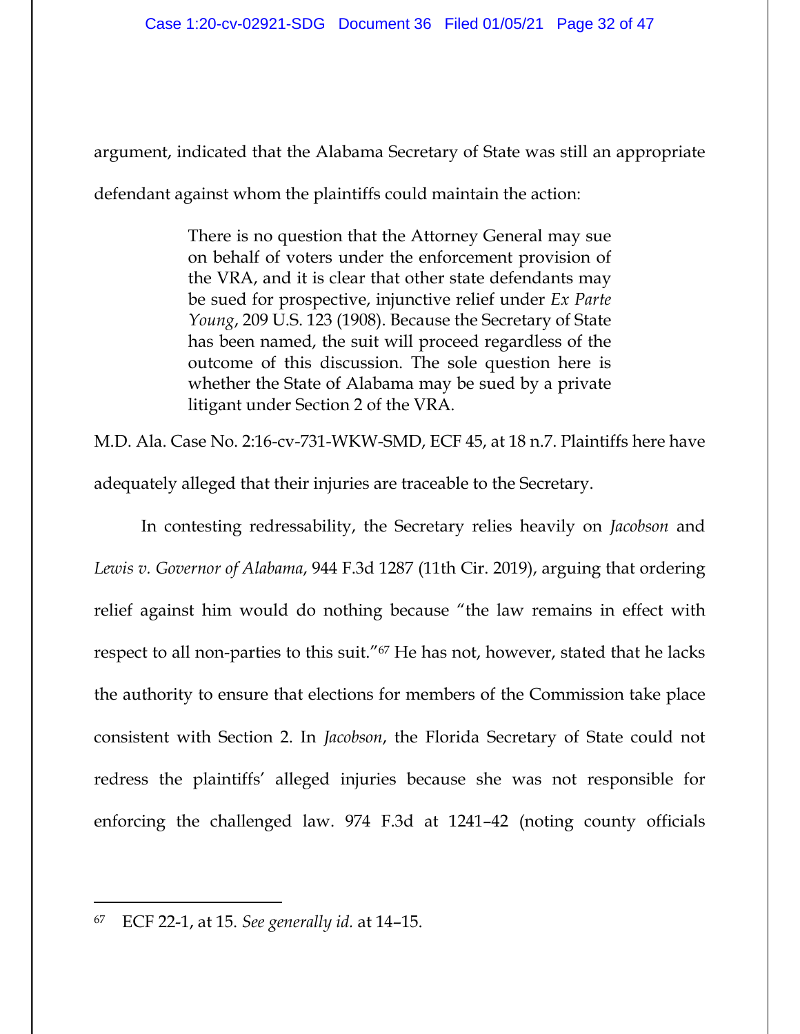argument, indicated that the Alabama Secretary of State was still an appropriate defendant against whom the plaintiffs could maintain the action:

> There is no question that the Attorney General may sue on behalf of voters under the enforcement provision of the VRA, and it is clear that other state defendants may be sued for prospective, injunctive relief under *Ex Parte Young*, 209 U.S. 123 (1908). Because the Secretary of State has been named, the suit will proceed regardless of the outcome of this discussion. The sole question here is whether the State of Alabama may be sued by a private litigant under Section 2 of the VRA.

M.D. Ala. Case No. 2:16-cv-731-WKW-SMD, ECF 45, at 18 n.7. Plaintiffs here have adequately alleged that their injuries are traceable to the Secretary.

In contesting redressability, the Secretary relies heavily on *Jacobson* and *Lewis v. Governor of Alabama*, 944 F.3d 1287 (11th Cir. 2019), arguing that ordering relief against him would do nothing because "the law remains in effect with respect to all non-parties to this suit."[67] He has not, however, stated that he lacks the authority to ensure that elections for members of the Commission take place consistent with Section 2. In *Jacobson*, the Florida Secretary of State could not redress the plaintiffs' alleged injuries because she was not responsible for enforcing the challenged law. 974 F.3d at 1241–42 (noting county officials

---

[67] ECF 22-1, at 15. *See generally id.* at 14–15.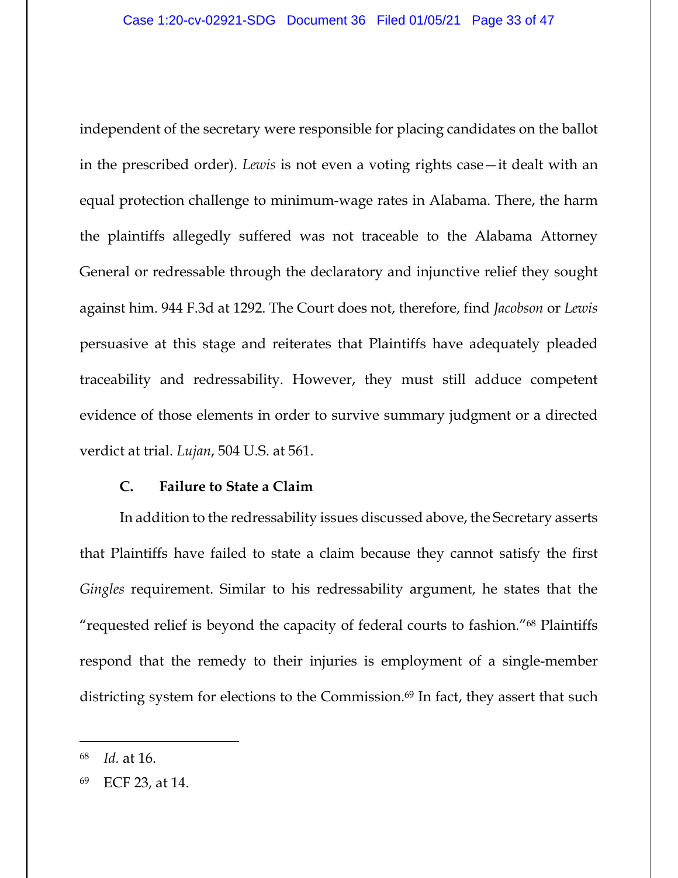independent of the secretary were responsible for placing candidates on the ballot in the prescribed order). *Lewis* is not even a voting rights case—it dealt with an equal protection challenge to minimum-wage rates in Alabama. There, the harm the plaintiffs allegedly suffered was not traceable to the Alabama Attorney General or redressable through the declaratory and injunctive relief they sought against him. 944 F.3d at 1292. The Court does not, therefore, find *Jacobson* or *Lewis* persuasive at this stage and reiterates that Plaintiffs have adequately pleaded traceability and redressability. However, they must still adduce competent evidence of those elements in order to survive summary judgment or a directed verdict at trial. *Lujan*, 504 U.S. at 561.

### C. Failure to State a Claim

In addition to the redressability issues discussed above, the Secretary asserts that Plaintiffs have failed to state a claim because they cannot satisfy the first *Gingles* requirement. Similar to his redressability argument, he states that the "requested relief is beyond the capacity of federal courts to fashion."[68] Plaintiffs respond that the remedy to their injuries is employment of a single-member districting system for elections to the Commission.[69] In fact, they assert that such

---

[68] *Id.* at 16.

[69] ECF 23, at 14.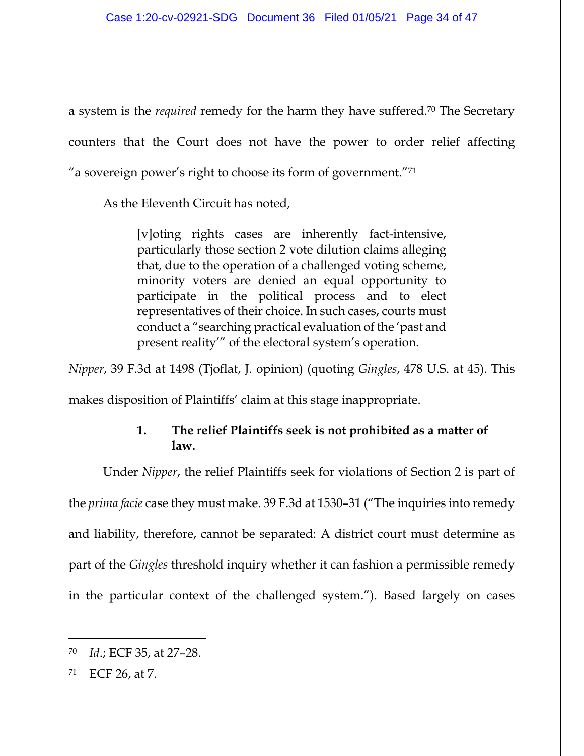a system is the *required* remedy for the harm they have suffered.[70] The Secretary counters that the Court does not have the power to order relief affecting "a sovereign power's right to choose its form of government."[71]

As the Eleventh Circuit has noted,

> [v]oting rights cases are inherently fact-intensive, particularly those section 2 vote dilution claims alleging that, due to the operation of a challenged voting scheme, minority voters are denied an equal opportunity to participate in the political process and to elect representatives of their choice. In such cases, courts must conduct a "searching practical evaluation of the 'past and present reality'" of the electoral system's operation.

*Nipper*, 39 F.3d at 1498 (Tjoflat, J. opinion) (quoting *Gingles*, 478 U.S. at 45). This makes disposition of Plaintiffs' claim at this stage inappropriate.

### 1. The relief Plaintiffs seek is not prohibited as a matter of law.

Under *Nipper*, the relief Plaintiffs seek for violations of Section 2 is part of the *prima facie* case they must make. 39 F.3d at 1530–31 ("The inquiries into remedy and liability, therefore, cannot be separated: A district court must determine as part of the *Gingles* threshold inquiry whether it can fashion a permissible remedy in the particular context of the challenged system."). Based largely on cases

---

[70] *Id*.; ECF 35, at 27–28.

[71] ECF 26, at 7.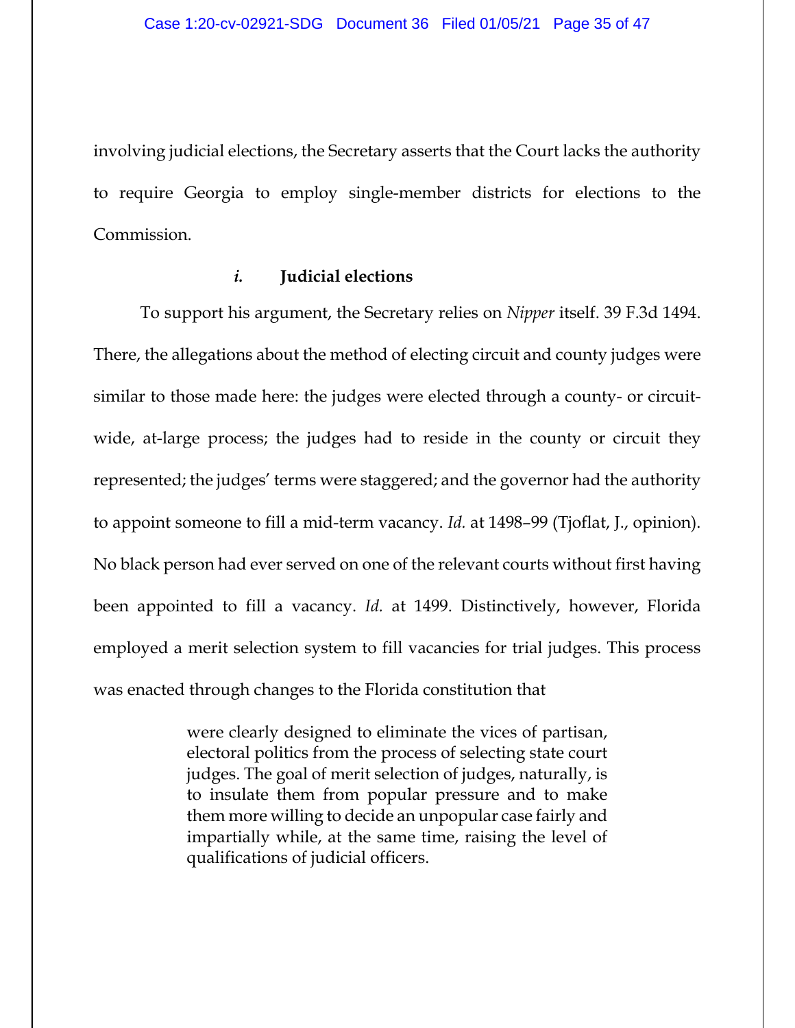involving judicial elections, the Secretary asserts that the Court lacks the authority to require Georgia to employ single-member districts for elections to the Commission.

#### *i.* Judicial elections

To support his argument, the Secretary relies on *Nipper* itself. 39 F.3d 1494. There, the allegations about the method of electing circuit and county judges were similar to those made here: the judges were elected through a county- or circuit-wide, at-large process; the judges had to reside in the county or circuit they represented; the judges' terms were staggered; and the governor had the authority to appoint someone to fill a mid-term vacancy. *Id.* at 1498–99 (Tjoflat, J., opinion). No black person had ever served on one of the relevant courts without first having been appointed to fill a vacancy. *Id.* at 1499. Distinctively, however, Florida employed a merit selection system to fill vacancies for trial judges. This process was enacted through changes to the Florida constitution that

> were clearly designed to eliminate the vices of partisan, electoral politics from the process of selecting state court judges. The goal of merit selection of judges, naturally, is to insulate them from popular pressure and to make them more willing to decide an unpopular case fairly and impartially while, at the same time, raising the level of qualifications of judicial officers.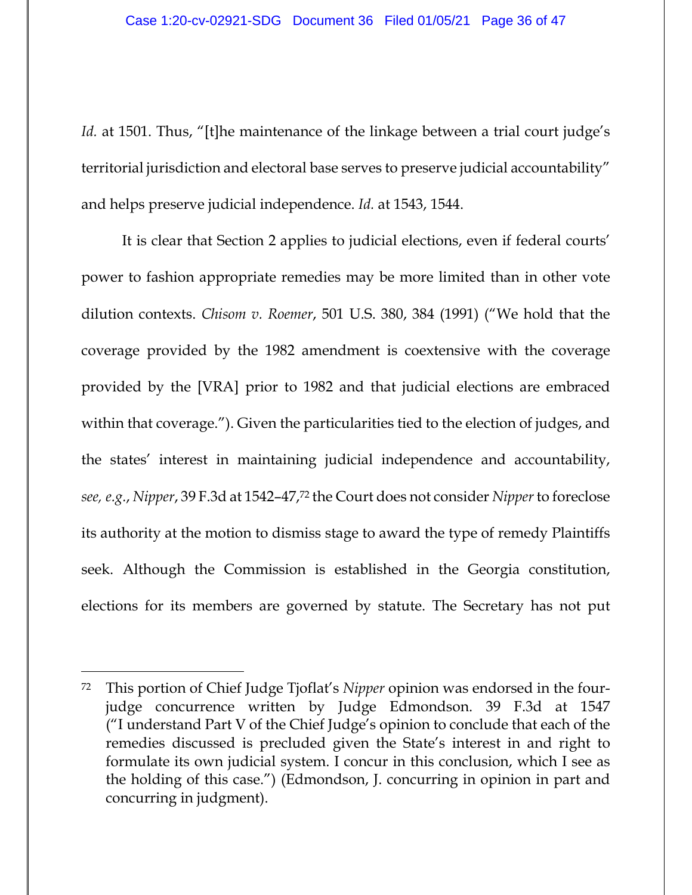*Id.* at 1501. Thus, "[t]he maintenance of the linkage between a trial court judge's territorial jurisdiction and electoral base serves to preserve judicial accountability" and helps preserve judicial independence. *Id.* at 1543, 1544.

It is clear that Section 2 applies to judicial elections, even if federal courts' power to fashion appropriate remedies may be more limited than in other vote dilution contexts. *Chisom v. Roemer*, 501 U.S. 380, 384 (1991) ("We hold that the coverage provided by the 1982 amendment is coextensive with the coverage provided by the [VRA] prior to 1982 and that judicial elections are embraced within that coverage."). Given the particularities tied to the election of judges, and the states' interest in maintaining judicial independence and accountability, *see, e.g.*, *Nipper*, 39 F.3d at 1542–47,[72] the Court does not consider *Nipper* to foreclose its authority at the motion to dismiss stage to award the type of remedy Plaintiffs seek. Although the Commission is established in the Georgia constitution, elections for its members are governed by statute. The Secretary has not put

---

[72] This portion of Chief Judge Tjoflat's *Nipper* opinion was endorsed in the four-judge concurrence written by Judge Edmondson. 39 F.3d at 1547 ("I understand Part V of the Chief Judge's opinion to conclude that each of the remedies discussed is precluded given the State's interest in and right to formulate its own judicial system. I concur in this conclusion, which I see as the holding of this case.") (Edmondson, J. concurring in opinion in part and concurring in judgment).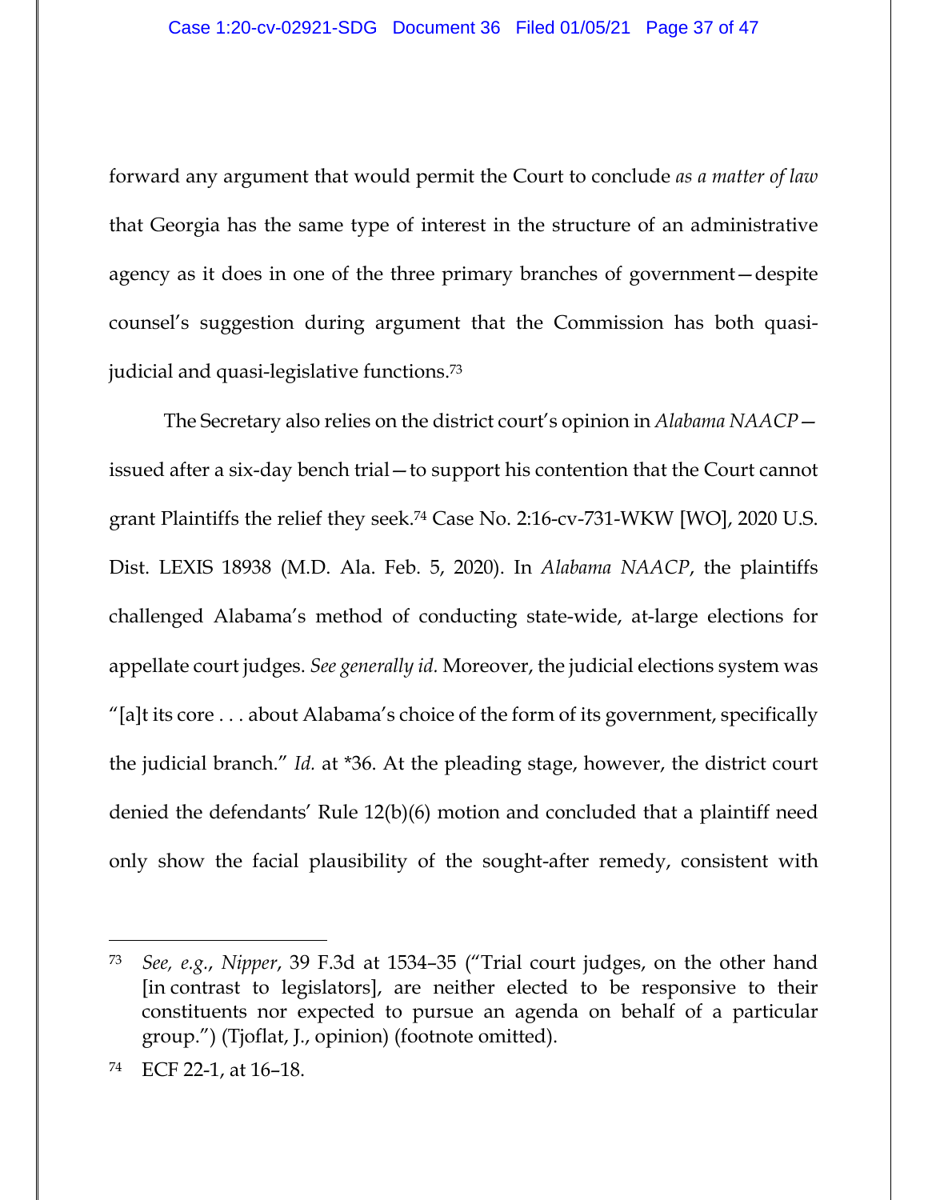forward any argument that would permit the Court to conclude *as a matter of law* that Georgia has the same type of interest in the structure of an administrative agency as it does in one of the three primary branches of government—despite counsel's suggestion during argument that the Commission has both quasi-judicial and quasi-legislative functions.[73]

The Secretary also relies on the district court's opinion in *Alabama NAACP*—issued after a six-day bench trial—to support his contention that the Court cannot grant Plaintiffs the relief they seek.[74] Case No. 2:16-cv-731-WKW [WO], 2020 U.S. Dist. LEXIS 18938 (M.D. Ala. Feb. 5, 2020). In *Alabama NAACP*, the plaintiffs challenged Alabama's method of conducting state-wide, at-large elections for appellate court judges. *See generally id.* Moreover, the judicial elections system was "[a]t its core . . . about Alabama's choice of the form of its government, specifically the judicial branch." *Id.* at *36. At the pleading stage, however, the district court denied the defendants' Rule 12(b)(6) motion and concluded that a plaintiff need only show the facial plausibility of the sought-after remedy, consistent with

---

[73] *See, e.g.*, *Nipper*, 39 F.3d at 1534–35 ("Trial court judges, on the other hand [in contrast to legislators], are neither elected to be responsive to their constituents nor expected to pursue an agenda on behalf of a particular group.") (Tjoflat, J., opinion) (footnote omitted).

[74] ECF 22-1, at 16–18.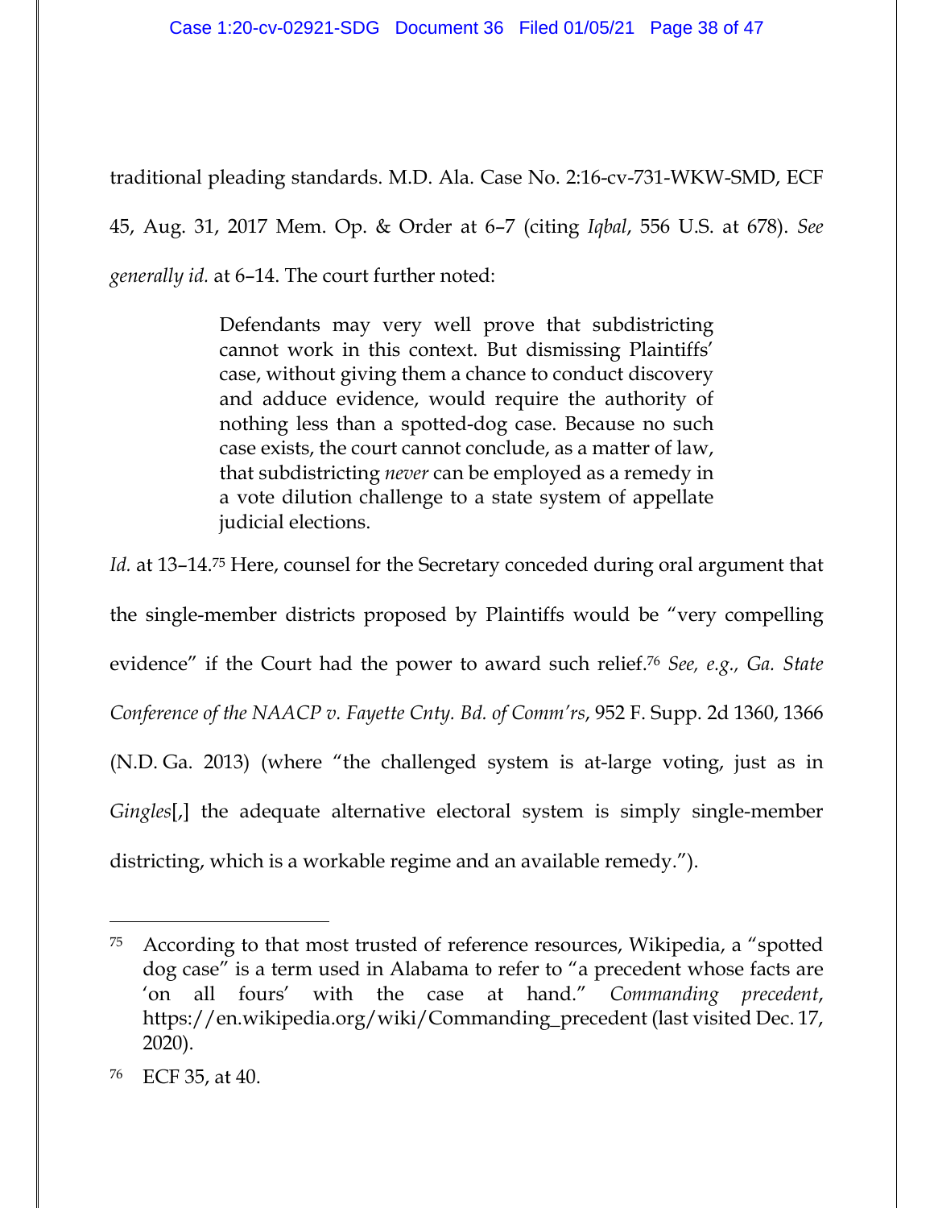traditional pleading standards. M.D. Ala. Case No. 2:16-cv-731-WKW-SMD, ECF 45, Aug. 31, 2017 Mem. Op. & Order at 6–7 (citing *Iqbal*, 556 U.S. at 678). *See generally id.* at 6–14. The court further noted:

> Defendants may very well prove that subdistricting cannot work in this context. But dismissing Plaintiffs' case, without giving them a chance to conduct discovery and adduce evidence, would require the authority of nothing less than a spotted-dog case. Because no such case exists, the court cannot conclude, as a matter of law, that subdistricting *never* can be employed as a remedy in a vote dilution challenge to a state system of appellate judicial elections.

*Id.* at 13–14.[75] Here, counsel for the Secretary conceded during oral argument that the single-member districts proposed by Plaintiffs would be "very compelling evidence" if the Court had the power to award such relief.[76] *See, e.g., Ga. State Conference of the NAACP v. Fayette Cnty. Bd. of Comm'rs*, 952 F. Supp. 2d 1360, 1366 (N.D. Ga. 2013) (where "the challenged system is at-large voting, just as in *Gingles*[,] the adequate alternative electoral system is simply single-member districting, which is a workable regime and an available remedy.").

---

[75] According to that most trusted of reference resources, Wikipedia, a "spotted dog case" is a term used in Alabama to refer to "a precedent whose facts are 'on all fours' with the case at hand." *Commanding precedent*, https://en.wikipedia.org/wiki/Commanding_precedent (last visited Dec. 17, 2020).

[76] ECF 35, at 40.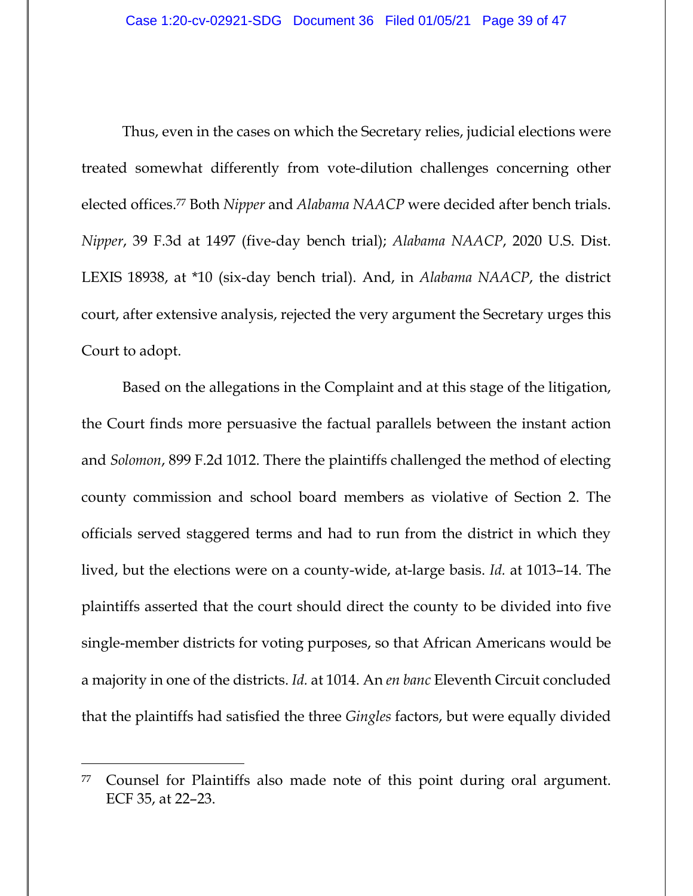Thus, even in the cases on which the Secretary relies, judicial elections were treated somewhat differently from vote-dilution challenges concerning other elected offices.[77] Both *Nipper* and *Alabama NAACP* were decided after bench trials. *Nipper*, 39 F.3d at 1497 (five-day bench trial); *Alabama NAACP*, 2020 U.S. Dist. LEXIS 18938, at *10 (six-day bench trial). And, in *Alabama NAACP*, the district court, after extensive analysis, rejected the very argument the Secretary urges this Court to adopt.

Based on the allegations in the Complaint and at this stage of the litigation, the Court finds more persuasive the factual parallels between the instant action and *Solomon*, 899 F.2d 1012. There the plaintiffs challenged the method of electing county commission and school board members as violative of Section 2. The officials served staggered terms and had to run from the district in which they lived, but the elections were on a county-wide, at-large basis. *Id.* at 1013–14. The plaintiffs asserted that the court should direct the county to be divided into five single-member districts for voting purposes, so that African Americans would be a majority in one of the districts. *Id.* at 1014. An *en banc* Eleventh Circuit concluded that the plaintiffs had satisfied the three *Gingles* factors, but were equally divided

---

[77] Counsel for Plaintiffs also made note of this point during oral argument. ECF 35, at 22–23.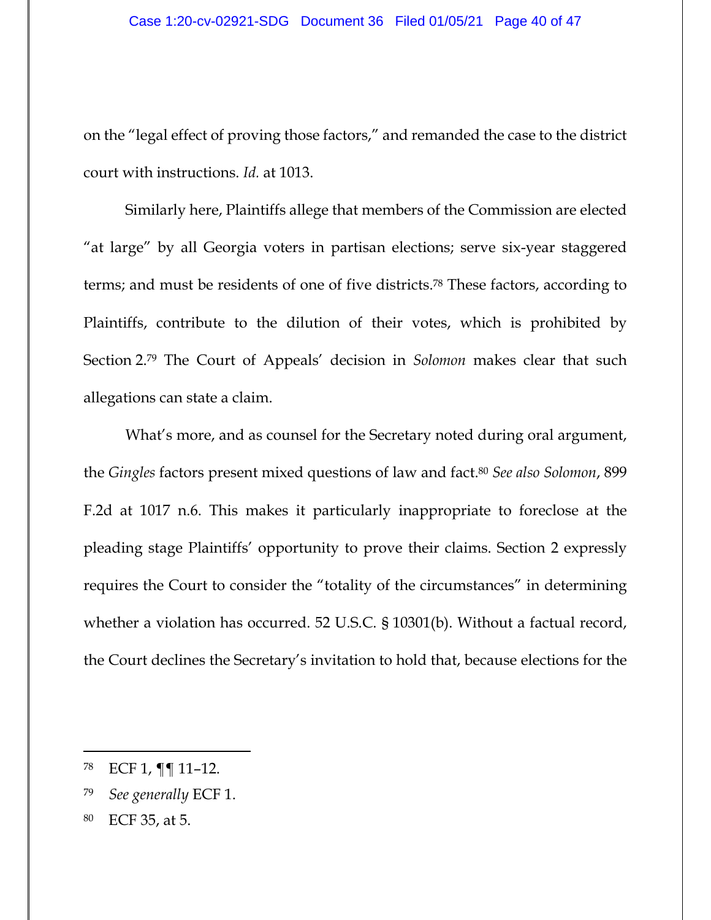on the "legal effect of proving those factors," and remanded the case to the district court with instructions. *Id.* at 1013.

Similarly here, Plaintiffs allege that members of the Commission are elected "at large" by all Georgia voters in partisan elections; serve six-year staggered terms; and must be residents of one of five districts.[78] These factors, according to Plaintiffs, contribute to the dilution of their votes, which is prohibited by Section 2.[79] The Court of Appeals' decision in *Solomon* makes clear that such allegations can state a claim.

What's more, and as counsel for the Secretary noted during oral argument, the *Gingles* factors present mixed questions of law and fact.[80] *See also Solomon*, 899 F.2d at 1017 n.6. This makes it particularly inappropriate to foreclose at the pleading stage Plaintiffs' opportunity to prove their claims. Section 2 expressly requires the Court to consider the "totality of the circumstances" in determining whether a violation has occurred. 52 U.S.C. § 10301(b). Without a factual record, the Court declines the Secretary's invitation to hold that, because elections for the

---

[78] ECF 1, ¶¶ 11–12.

[79] *See generally* ECF 1.

[80] ECF 35, at 5.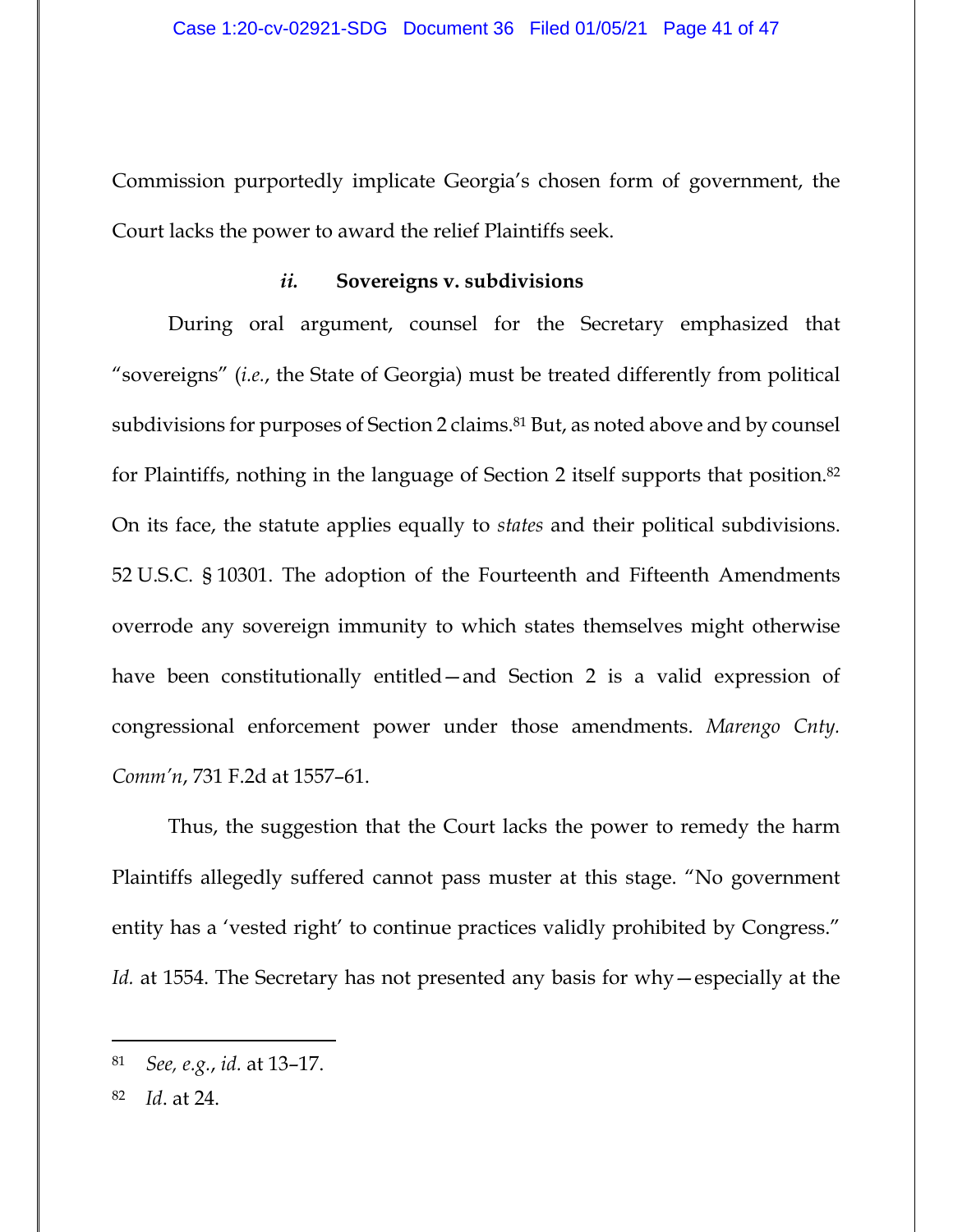Commission purportedly implicate Georgia's chosen form of government, the Court lacks the power to award the relief Plaintiffs seek.

#### *ii.* Sovereigns v. subdivisions

During oral argument, counsel for the Secretary emphasized that "sovereigns" (*i.e.*, the State of Georgia) must be treated differently from political subdivisions for purposes of Section 2 claims.[81] But, as noted above and by counsel for Plaintiffs, nothing in the language of Section 2 itself supports that position.[82] On its face, the statute applies equally to *states* and their political subdivisions. 52 U.S.C. § 10301. The adoption of the Fourteenth and Fifteenth Amendments overrode any sovereign immunity to which states themselves might otherwise have been constitutionally entitled—and Section 2 is a valid expression of congressional enforcement power under those amendments. *Marengo Cnty. Comm'n*, 731 F.2d at 1557–61.

Thus, the suggestion that the Court lacks the power to remedy the harm Plaintiffs allegedly suffered cannot pass muster at this stage. "No government entity has a 'vested right' to continue practices validly prohibited by Congress." *Id.* at 1554. The Secretary has not presented any basis for why—especially at the

---

[81] *See, e.g.*, *id.* at 13–17.

[82] *Id*. at 24.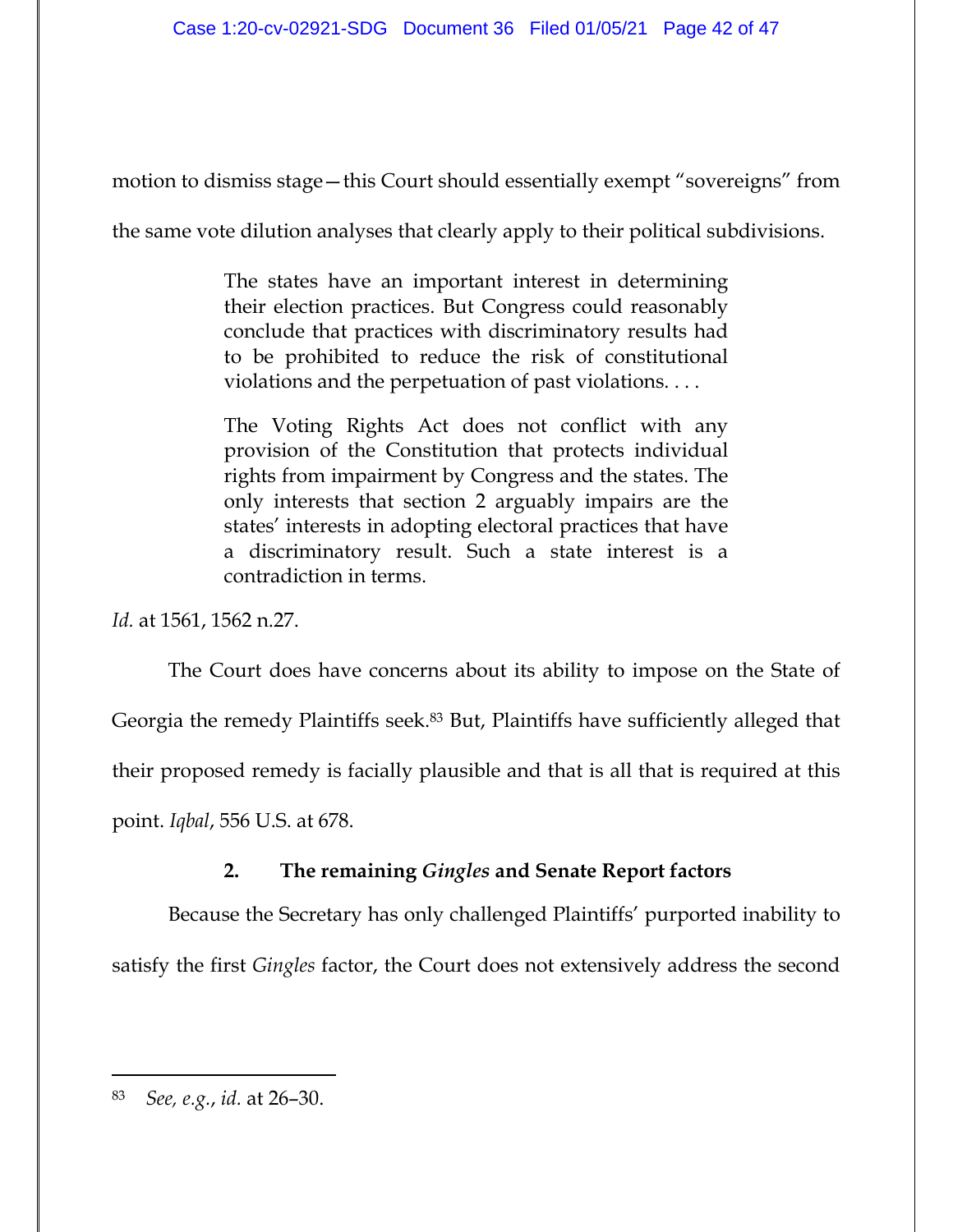motion to dismiss stage—this Court should essentially exempt "sovereigns" from the same vote dilution analyses that clearly apply to their political subdivisions.

> The states have an important interest in determining their election practices. But Congress could reasonably conclude that practices with discriminatory results had to be prohibited to reduce the risk of constitutional violations and the perpetuation of past violations. . . .
>
> The Voting Rights Act does not conflict with any provision of the Constitution that protects individual rights from impairment by Congress and the states. The only interests that section 2 arguably impairs are the states' interests in adopting electoral practices that have a discriminatory result. Such a state interest is a contradiction in terms.

*Id.* at 1561, 1562 n.27.

The Court does have concerns about its ability to impose on the State of Georgia the remedy Plaintiffs seek.[83] But, Plaintiffs have sufficiently alleged that their proposed remedy is facially plausible and that is all that is required at this point. *Iqbal*, 556 U.S. at 678.

**2. The remaining *Gingles* and Senate Report factors**

Because the Secretary has only challenged Plaintiffs' purported inability to satisfy the first *Gingles* factor, the Court does not extensively address the second

---

[83] *See, e.g.*, *id.* at 26–30.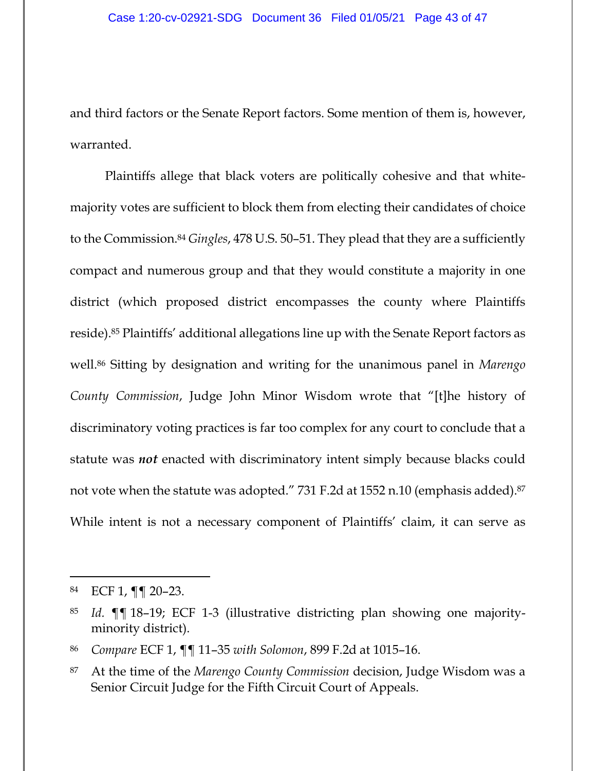and third factors or the Senate Report factors. Some mention of them is, however, warranted.

Plaintiffs allege that black voters are politically cohesive and that white-majority votes are sufficient to block them from electing their candidates of choice to the Commission.[84] *Gingles*, 478 U.S. 50–51. They plead that they are a sufficiently compact and numerous group and that they would constitute a majority in one district (which proposed district encompasses the county where Plaintiffs reside).[85] Plaintiffs' additional allegations line up with the Senate Report factors as well.[86] Sitting by designation and writing for the unanimous panel in *Marengo County Commission*, Judge John Minor Wisdom wrote that "[t]he history of discriminatory voting practices is far too complex for any court to conclude that a statute was ***not*** enacted with discriminatory intent simply because blacks could not vote when the statute was adopted." 731 F.2d at 1552 n.10 (emphasis added).[87] While intent is not a necessary component of Plaintiffs' claim, it can serve as

---

[84] ECF 1, ¶¶ 20–23.

[85] *Id.* ¶¶ 18–19; ECF 1-3 (illustrative districting plan showing one majority-minority district).

[86] *Compare* ECF 1, ¶¶ 11–35 *with Solomon*, 899 F.2d at 1015–16.

[87] At the time of the *Marengo County Commission* decision, Judge Wisdom was a Senior Circuit Judge for the Fifth Circuit Court of Appeals.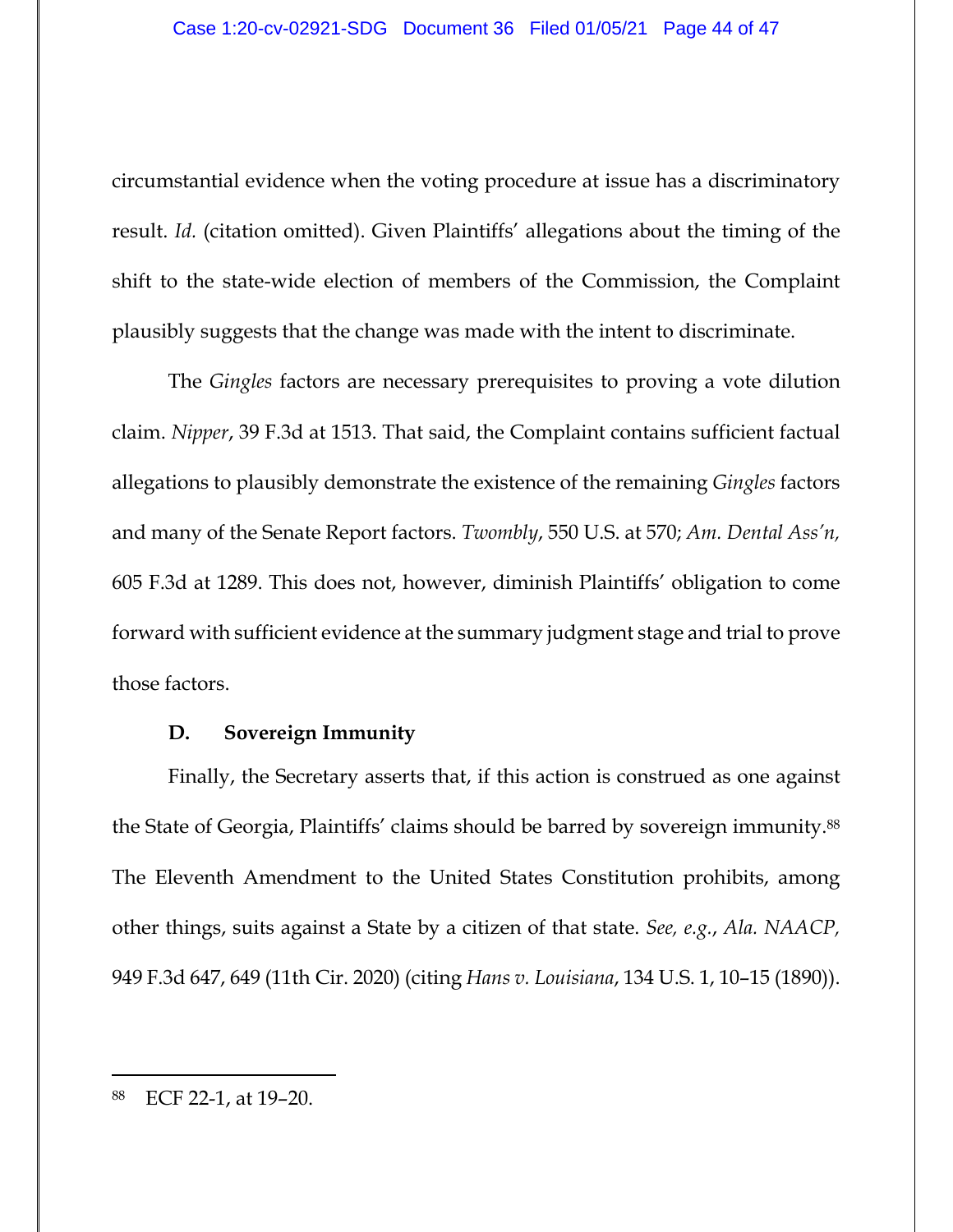circumstantial evidence when the voting procedure at issue has a discriminatory result. *Id.* (citation omitted). Given Plaintiffs' allegations about the timing of the shift to the state-wide election of members of the Commission, the Complaint plausibly suggests that the change was made with the intent to discriminate.

The *Gingles* factors are necessary prerequisites to proving a vote dilution claim. *Nipper*, 39 F.3d at 1513. That said, the Complaint contains sufficient factual allegations to plausibly demonstrate the existence of the remaining *Gingles* factors and many of the Senate Report factors. *Twombly*, 550 U.S. at 570; *Am. Dental Ass'n*, 605 F.3d at 1289. This does not, however, diminish Plaintiffs' obligation to come forward with sufficient evidence at the summary judgment stage and trial to prove those factors.

### D. Sovereign Immunity

Finally, the Secretary asserts that, if this action is construed as one against the State of Georgia, Plaintiffs' claims should be barred by sovereign immunity.[88] The Eleventh Amendment to the United States Constitution prohibits, among other things, suits against a State by a citizen of that state. *See, e.g.*, *Ala. NAACP*, 949 F.3d 647, 649 (11th Cir. 2020) (citing *Hans v. Louisiana*, 134 U.S. 1, 10–15 (1890)).

---

[88] ECF 22-1, at 19–20.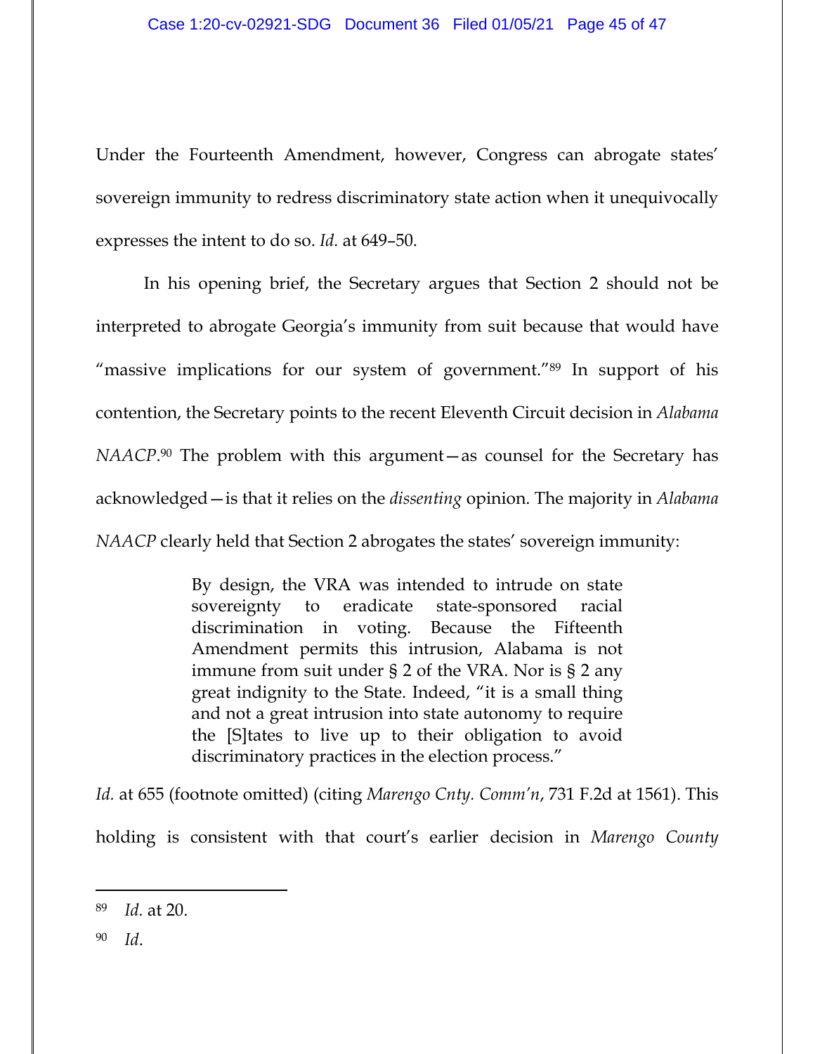Under the Fourteenth Amendment, however, Congress can abrogate states' sovereign immunity to redress discriminatory state action when it unequivocally expresses the intent to do so. *Id.* at 649–50.

In his opening brief, the Secretary argues that Section 2 should not be interpreted to abrogate Georgia's immunity from suit because that would have "massive implications for our system of government."[89] In support of his contention, the Secretary points to the recent Eleventh Circuit decision in *Alabama NAACP*.[90] The problem with this argument—as counsel for the Secretary has acknowledged—is that it relies on the *dissenting* opinion. The majority in *Alabama NAACP* clearly held that Section 2 abrogates the states' sovereign immunity:

> By design, the VRA was intended to intrude on state sovereignty to eradicate state-sponsored racial discrimination in voting. Because the Fifteenth Amendment permits this intrusion, Alabama is not immune from suit under § 2 of the VRA. Nor is § 2 any great indignity to the State. Indeed, "it is a small thing and not a great intrusion into state autonomy to require the [S]tates to live up to their obligation to avoid discriminatory practices in the election process."

*Id.* at 655 (footnote omitted) (citing *Marengo Cnty. Comm'n*, 731 F.2d at 1561). This holding is consistent with that court's earlier decision in *Marengo County*

---

[89] *Id.* at 20.

[90] *Id*.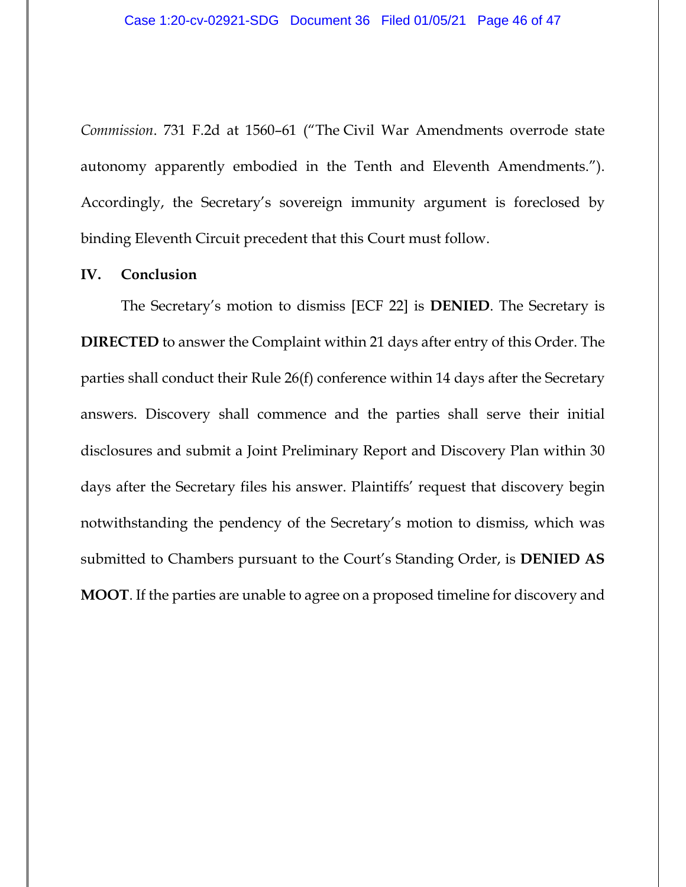*Commission*. 731 F.2d at 1560–61 ("The Civil War Amendments overrode state autonomy apparently embodied in the Tenth and Eleventh Amendments."). Accordingly, the Secretary's sovereign immunity argument is foreclosed by binding Eleventh Circuit precedent that this Court must follow.

## IV. Conclusion

The Secretary's motion to dismiss [ECF 22] is **DENIED**. The Secretary is **DIRECTED** to answer the Complaint within 21 days after entry of this Order. The parties shall conduct their Rule 26(f) conference within 14 days after the Secretary answers. Discovery shall commence and the parties shall serve their initial disclosures and submit a Joint Preliminary Report and Discovery Plan within 30 days after the Secretary files his answer. Plaintiffs' request that discovery begin notwithstanding the pendency of the Secretary's motion to dismiss, which was submitted to Chambers pursuant to the Court's Standing Order, is **DENIED AS MOOT**. If the parties are unable to agree on a proposed timeline for discovery and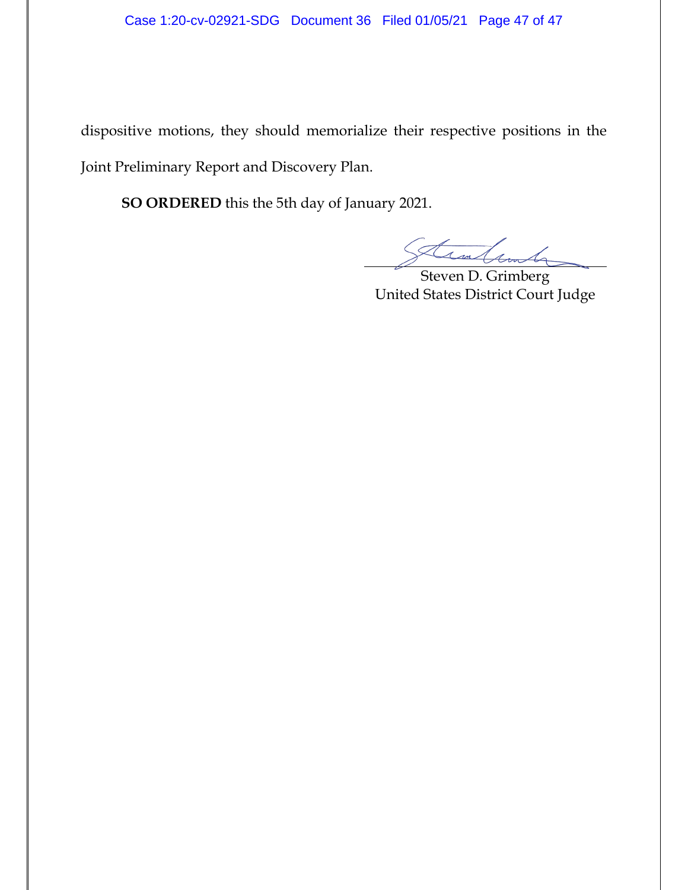dispositive motions, they should memorialize their respective positions in the Joint Preliminary Report and Discovery Plan.

**SO ORDERED** this the 5th day of January 2021.

Steven D. Grimberg
United States District Court Judge